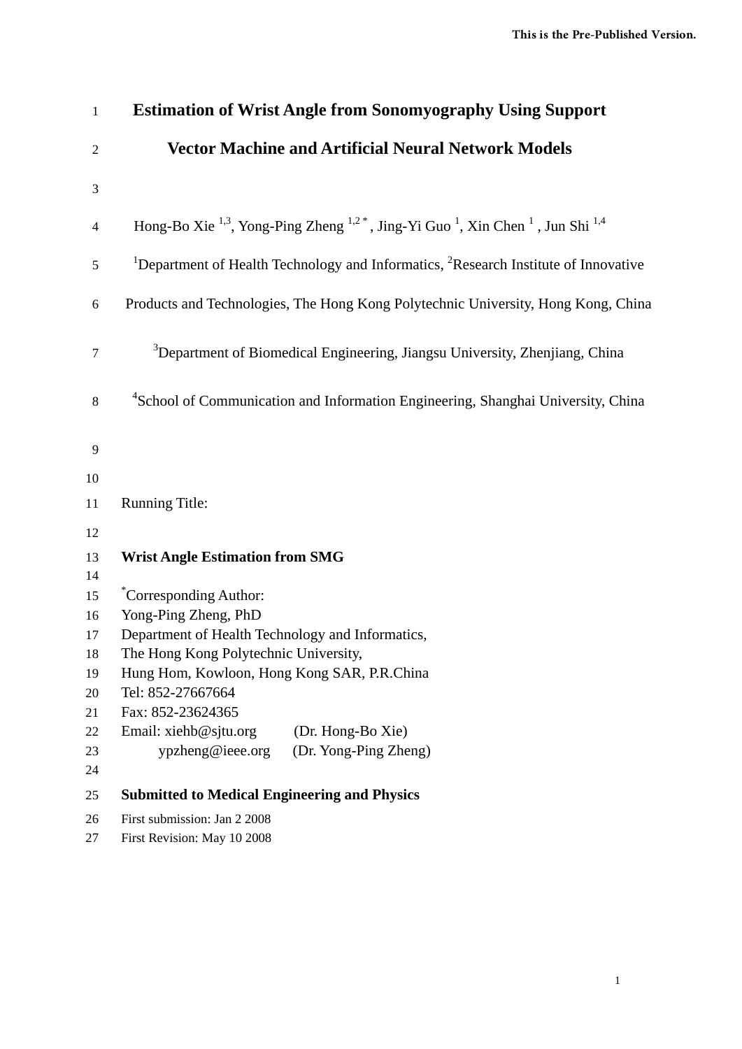# Estimation of Wrist Angle from Sonomyography Using Support Vector Machine and Artificial Neural Network Models

Hong-Bo Xie [1,3], Yong-Ping Zheng [1,2 *], Jing-Yi Guo [1], Xin Chen [1], Jun Shi [1,4]

[1]Department of Health Technology and Informatics, [2]Research Institute of Innovative Products and Technologies, The Hong Kong Polytechnic University, Hong Kong, China

[3]Department of Biomedical Engineering, Jiangsu University, Zhenjiang, China

[4]School of Communication and Information Engineering, Shanghai University, China

Running Title:

**Wrist Angle Estimation from SMG**

[*]Corresponding Author:
Yong-Ping Zheng, PhD
Department of Health Technology and Informatics,
The Hong Kong Polytechnic University,
Hung Hom, Kowloon, Hong Kong SAR, P.R.China
Tel: 852-27667664
Fax: 852-23624365
Email: xiehb@sjtu.org (Dr. Hong-Bo Xie)
ypzheng@ieee.org (Dr. Yong-Ping Zheng)

**Submitted to Medical Engineering and Physics**

First submission: Jan 2 2008
First Revision: May 10 2008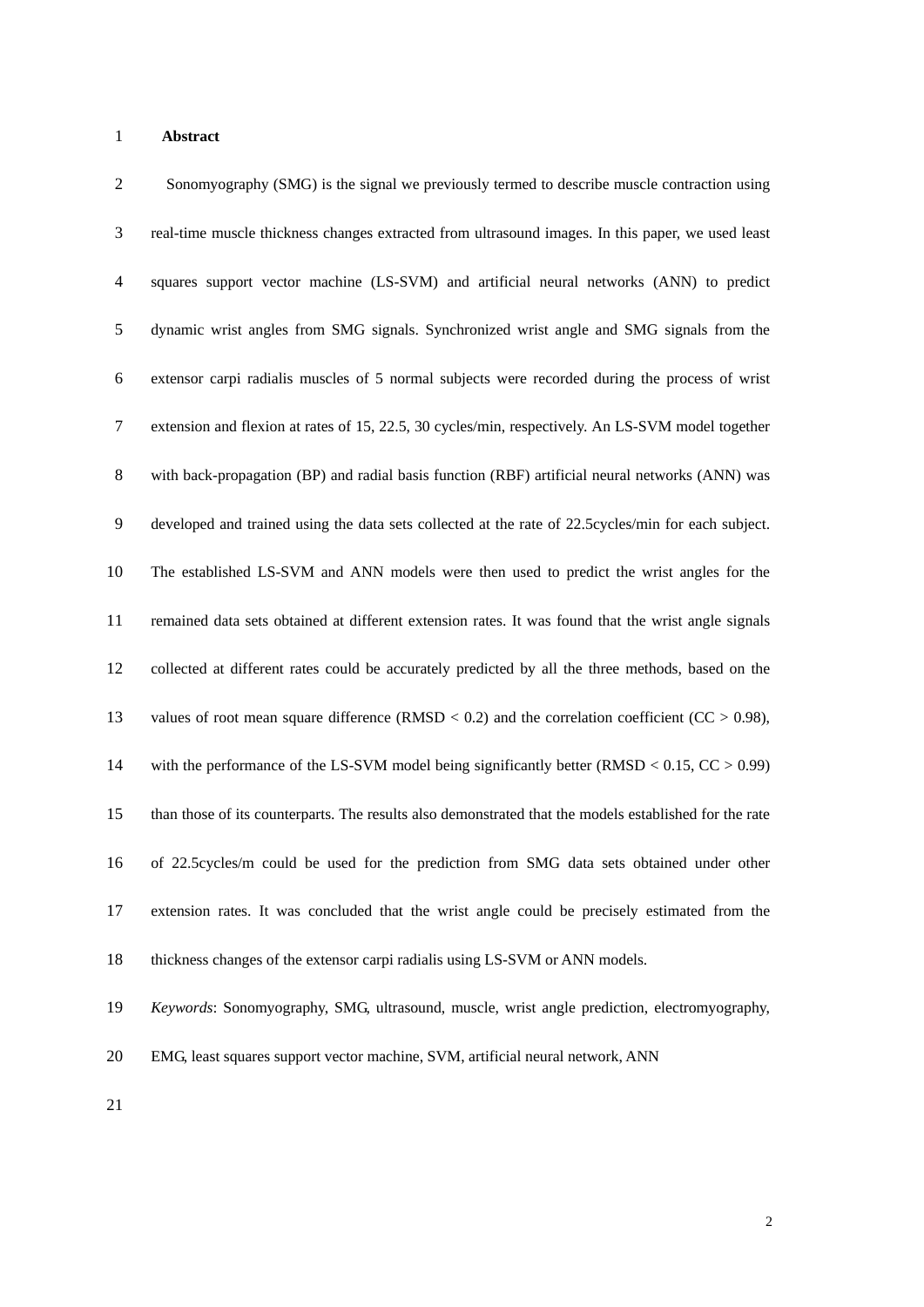## Abstract

Sonomyography (SMG) is the signal we previously termed to describe muscle contraction using real-time muscle thickness changes extracted from ultrasound images. In this paper, we used least squares support vector machine (LS-SVM) and artificial neural networks (ANN) to predict dynamic wrist angles from SMG signals. Synchronized wrist angle and SMG signals from the extensor carpi radialis muscles of 5 normal subjects were recorded during the process of wrist extension and flexion at rates of 15, 22.5, 30 cycles/min, respectively. An LS-SVM model together with back-propagation (BP) and radial basis function (RBF) artificial neural networks (ANN) was developed and trained using the data sets collected at the rate of 22.5cycles/min for each subject. The established LS-SVM and ANN models were then used to predict the wrist angles for the remained data sets obtained at different extension rates. It was found that the wrist angle signals collected at different rates could be accurately predicted by all the three methods, based on the values of root mean square difference (RMSD $< 0.2$) and the correlation coefficient (CC $> 0.98$), with the performance of the LS-SVM model being significantly better (RMSD $< 0.15$, CC $> 0.99$) than those of its counterparts. The results also demonstrated that the models established for the rate of 22.5cycles/m could be used for the prediction from SMG data sets obtained under other extension rates. It was concluded that the wrist angle could be precisely estimated from the thickness changes of the extensor carpi radialis using LS-SVM or ANN models.

*Keywords*: Sonomyography, SMG, ultrasound, muscle, wrist angle prediction, electromyography, EMG, least squares support vector machine, SVM, artificial neural network, ANN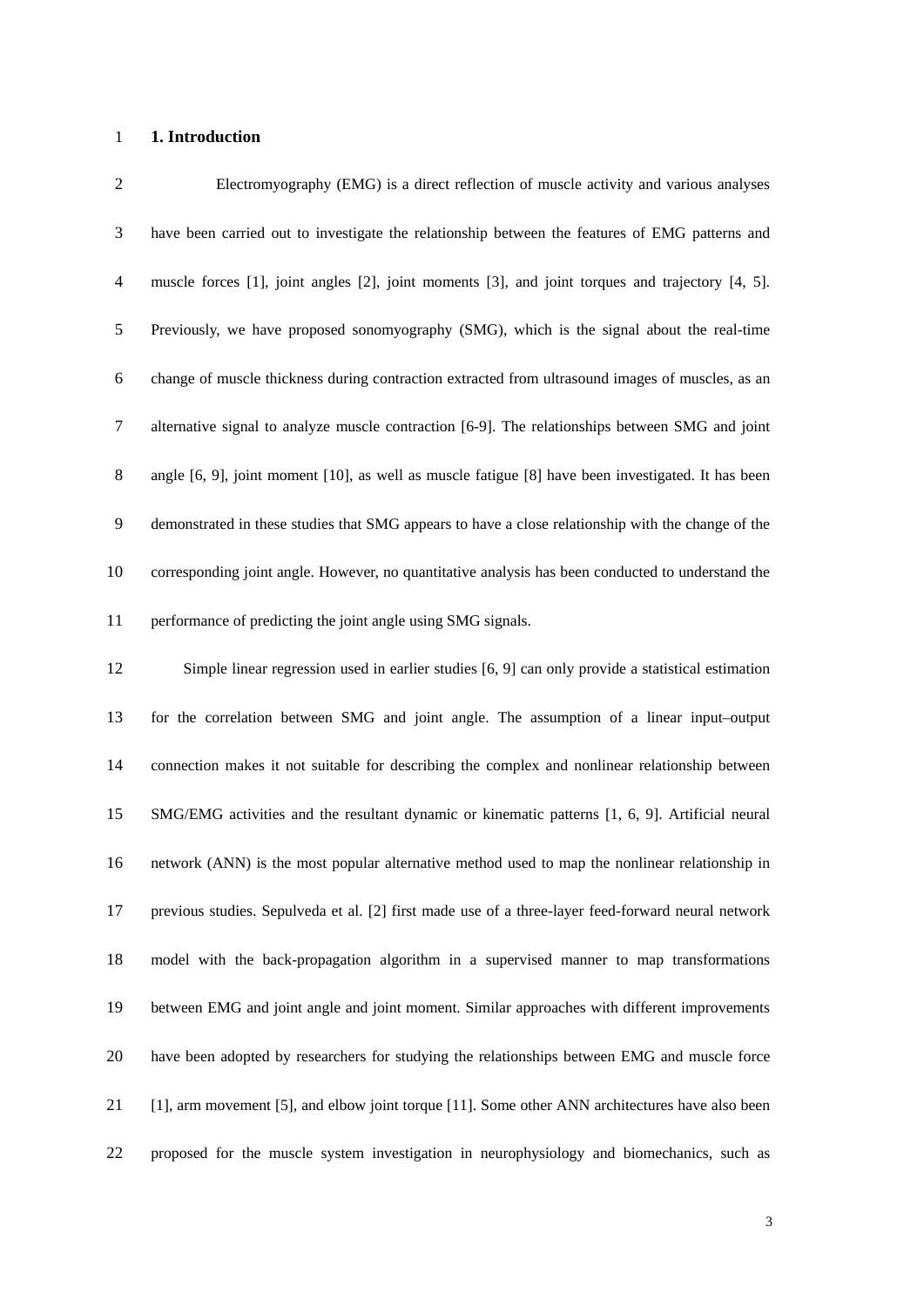## 1. Introduction

Electromyography (EMG) is a direct reflection of muscle activity and various analyses have been carried out to investigate the relationship between the features of EMG patterns and muscle forces [1], joint angles [2], joint moments [3], and joint torques and trajectory [4, 5]. Previously, we have proposed sonomyography (SMG), which is the signal about the real-time change of muscle thickness during contraction extracted from ultrasound images of muscles, as an alternative signal to analyze muscle contraction [6-9]. The relationships between SMG and joint angle [6, 9], joint moment [10], as well as muscle fatigue [8] have been investigated. It has been demonstrated in these studies that SMG appears to have a close relationship with the change of the corresponding joint angle. However, no quantitative analysis has been conducted to understand the performance of predicting the joint angle using SMG signals.

Simple linear regression used in earlier studies [6, 9] can only provide a statistical estimation for the correlation between SMG and joint angle. The assumption of a linear input–output connection makes it not suitable for describing the complex and nonlinear relationship between SMG/EMG activities and the resultant dynamic or kinematic patterns [1, 6, 9]. Artificial neural network (ANN) is the most popular alternative method used to map the nonlinear relationship in previous studies. Sepulveda et al. [2] first made use of a three-layer feed-forward neural network model with the back-propagation algorithm in a supervised manner to map transformations between EMG and joint angle and joint moment. Similar approaches with different improvements have been adopted by researchers for studying the relationships between EMG and muscle force [1], arm movement [5], and elbow joint torque [11]. Some other ANN architectures have also been proposed for the muscle system investigation in neurophysiology and biomechanics, such as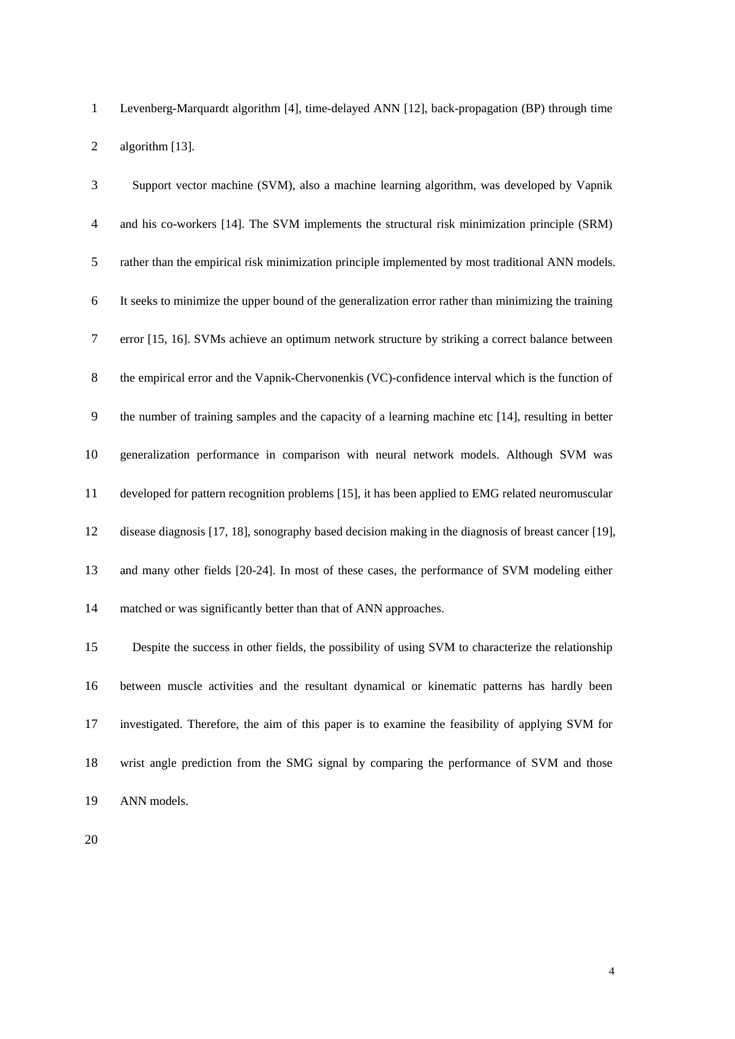Levenberg-Marquardt algorithm [4], time-delayed ANN [12], back-propagation (BP) through time algorithm [13].

Support vector machine (SVM), also a machine learning algorithm, was developed by Vapnik and his co-workers [14]. The SVM implements the structural risk minimization principle (SRM) rather than the empirical risk minimization principle implemented by most traditional ANN models. It seeks to minimize the upper bound of the generalization error rather than minimizing the training error [15, 16]. SVMs achieve an optimum network structure by striking a correct balance between the empirical error and the Vapnik-Chervonenkis (VC)-confidence interval which is the function of the number of training samples and the capacity of a learning machine etc [14], resulting in better generalization performance in comparison with neural network models. Although SVM was developed for pattern recognition problems [15], it has been applied to EMG related neuromuscular disease diagnosis [17, 18], sonography based decision making in the diagnosis of breast cancer [19], and many other fields [20-24]. In most of these cases, the performance of SVM modeling either matched or was significantly better than that of ANN approaches.

Despite the success in other fields, the possibility of using SVM to characterize the relationship between muscle activities and the resultant dynamical or kinematic patterns has hardly been investigated. Therefore, the aim of this paper is to examine the feasibility of applying SVM for wrist angle prediction from the SMG signal by comparing the performance of SVM and those ANN models.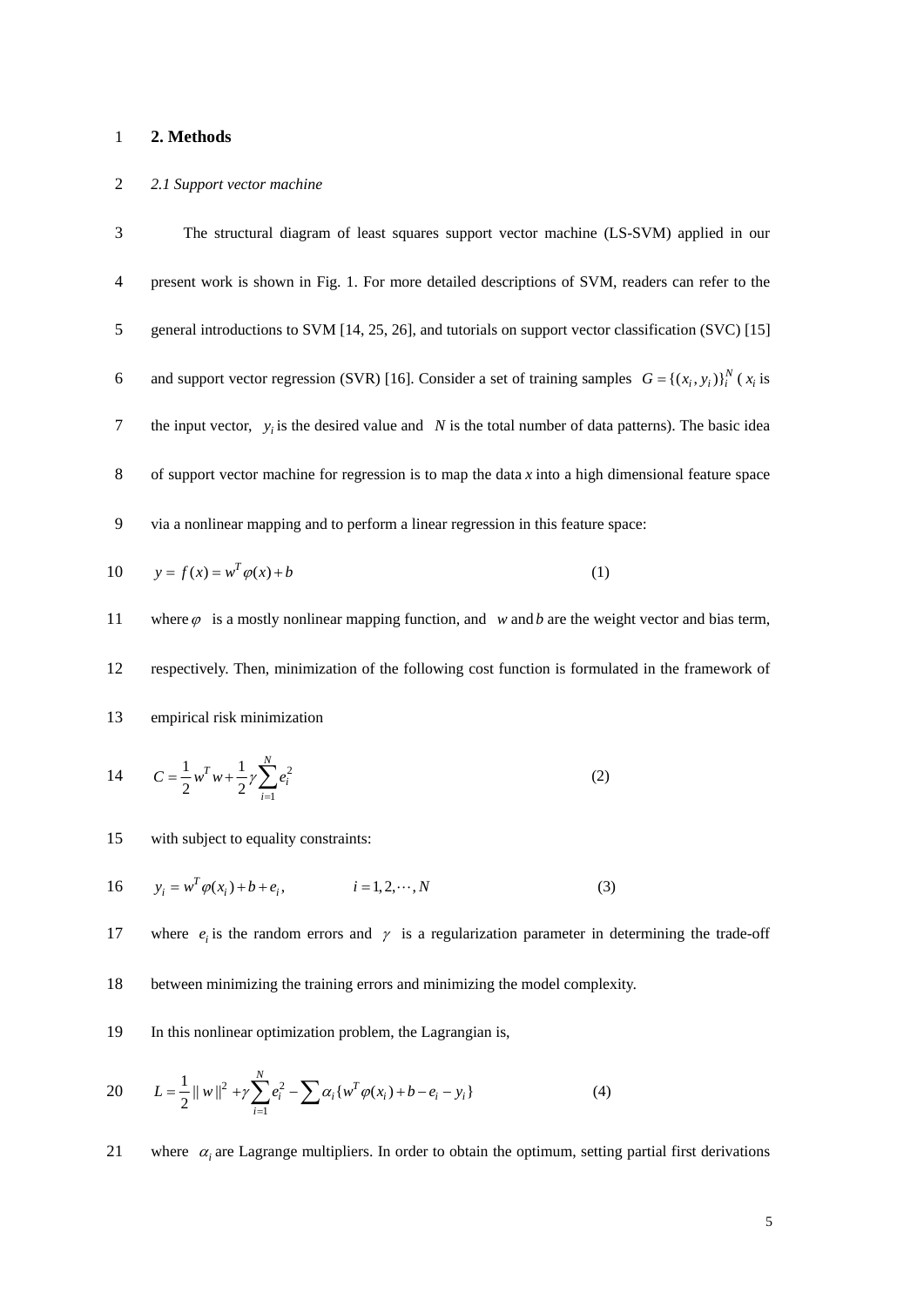## 2. Methods

### *2.1 Support vector machine*

The structural diagram of least squares support vector machine (LS-SVM) applied in our present work is shown in Fig. 1. For more detailed descriptions of SVM, readers can refer to the general introductions to SVM [14, 25, 26], and tutorials on support vector classification (SVC) [15] and support vector regression (SVR) [16]. Consider a set of training samples $G = \{(x_i, y_i)\}_i^N$ ( $x_i$ is the input vector, $y_i$ is the desired value and $N$ is the total number of data patterns). The basic idea of support vector machine for regression is to map the data $x$ into a high dimensional feature space via a nonlinear mapping and to perform a linear regression in this feature space:

$$y = f(x) = w^T \varphi(x) + b \tag{1}$$

where $\varphi$ is a mostly nonlinear mapping function, and $w$ and $b$ are the weight vector and bias term, respectively. Then, minimization of the following cost function is formulated in the framework of empirical risk minimization

$$C = \frac{1}{2} w^T w + \frac{1}{2} \gamma \sum_{i=1}^{N} e_i^2 \tag{2}$$

with subject to equality constraints:

$$y_i = w^T \varphi(x_i) + b + e_i, \qquad i = 1, 2, \cdots, N \tag{3}$$

where $e_i$ is the random errors and $\gamma$ is a regularization parameter in determining the trade-off between minimizing the training errors and minimizing the model complexity.

In this nonlinear optimization problem, the Lagrangian is,

$$L = \frac{1}{2} \| w \|^2 + \gamma \sum_{i=1}^{N} e_i^2 - \sum \alpha_i \{ w^T \varphi(x_i) + b - e_i - y_i \} \tag{4}$$

where $\alpha_i$ are Lagrange multipliers. In order to obtain the optimum, setting partial first derivations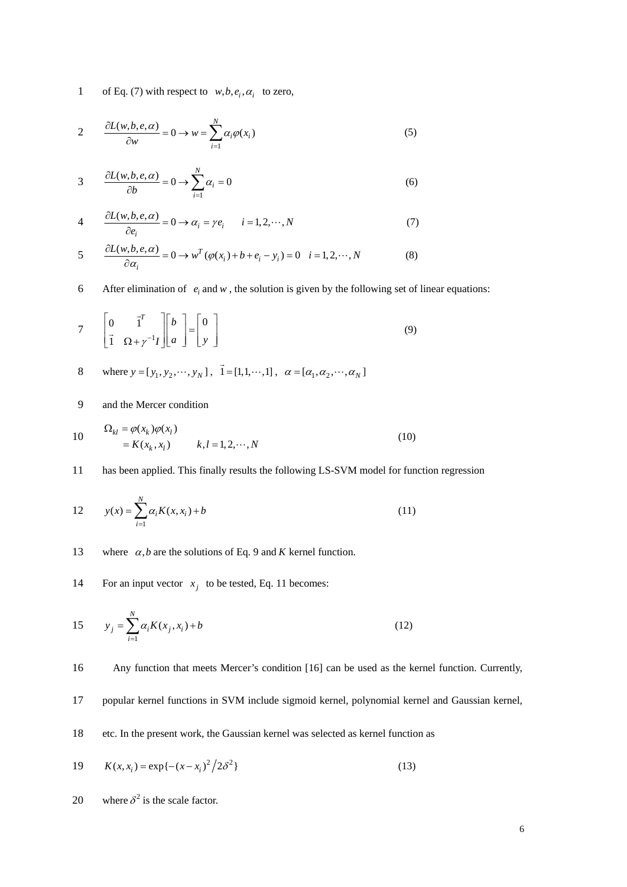of Eq. (7) with respect to $w, b, e_i, \alpha_i$ to zero,

$$\frac{\partial L(w,b,e,\alpha)}{\partial w} = 0 \rightarrow w = \sum_{i=1}^{N} \alpha_i \varphi(x_i) \tag{5}$$

$$\frac{\partial L(w,b,e,\alpha)}{\partial b} = 0 \rightarrow \sum_{i=1}^{N} \alpha_i = 0 \tag{6}$$

$$\frac{\partial L(w,b,e,\alpha)}{\partial e_i} = 0 \rightarrow \alpha_i = \gamma e_i \quad i = 1, 2, \cdots, N \tag{7}$$

$$\frac{\partial L(w,b,e,\alpha)}{\partial \alpha_i} = 0 \rightarrow w^T(\varphi(x_i) + b + e_i - y_i) = 0 \quad i = 1, 2, \cdots, N \tag{8}$$

After elimination of $e_i$ and $w$, the solution is given by the following set of linear equations:

$$\begin{bmatrix} 0 & \vec{1}^T \\ \vec{1} & \Omega + \gamma^{-1} I \end{bmatrix} \begin{bmatrix} b \\ a \end{bmatrix} = \begin{bmatrix} 0 \\ y \end{bmatrix} \tag{9}$$

where $y = [y_1, y_2, \cdots, y_N]$, $\vec{1} = [1, 1, \cdots, 1]$, $\alpha = [\alpha_1, \alpha_2, \cdots, \alpha_N]$

and the Mercer condition

$$\begin{aligned} \Omega_{kl} &= \varphi(x_k)\varphi(x_l) \\ &= K(x_k, x_l) \qquad k, l = 1, 2, \cdots, N \end{aligned} \tag{10}$$

has been applied. This finally results the following LS-SVM model for function regression

$$y(x) = \sum_{i=1}^{N} \alpha_i K(x, x_i) + b \tag{11}$$

where $\alpha, b$ are the solutions of Eq. 9 and $K$ kernel function.

For an input vector $x_j$ to be tested, Eq. 11 becomes:

$$y_j = \sum_{i=1}^{N} \alpha_i K(x_j, x_i) + b \tag{12}$$

Any function that meets Mercer's condition [16] can be used as the kernel function. Currently, popular kernel functions in SVM include sigmoid kernel, polynomial kernel and Gaussian kernel, etc. In the present work, the Gaussian kernel was selected as kernel function as

$$K(x, x_i) = \exp\{-(x - x_i)^2 / 2\delta^2\} \tag{13}$$

where $\delta^2$ is the scale factor.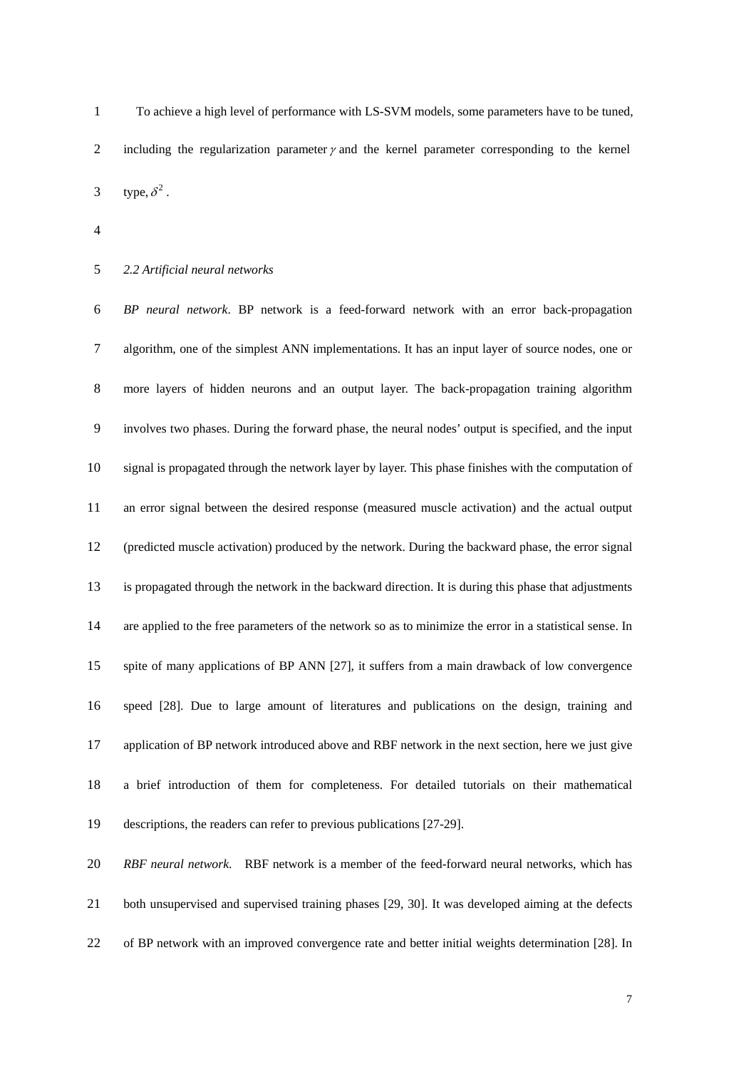To achieve a high level of performance with LS-SVM models, some parameters have to be tuned, including the regularization parameter $\gamma$ and the kernel parameter corresponding to the kernel type, $\delta^2$ .

### 2.2 Artificial neural networks

*BP neural network*. BP network is a feed-forward network with an error back-propagation algorithm, one of the simplest ANN implementations. It has an input layer of source nodes, one or more layers of hidden neurons and an output layer. The back-propagation training algorithm involves two phases. During the forward phase, the neural nodes' output is specified, and the input signal is propagated through the network layer by layer. This phase finishes with the computation of an error signal between the desired response (measured muscle activation) and the actual output (predicted muscle activation) produced by the network. During the backward phase, the error signal is propagated through the network in the backward direction. It is during this phase that adjustments are applied to the free parameters of the network so as to minimize the error in a statistical sense. In spite of many applications of BP ANN [27], it suffers from a main drawback of low convergence speed [28]. Due to large amount of literatures and publications on the design, training and application of BP network introduced above and RBF network in the next section, here we just give a brief introduction of them for completeness. For detailed tutorials on their mathematical descriptions, the readers can refer to previous publications [27-29].

*RBF neural network*. RBF network is a member of the feed-forward neural networks, which has both unsupervised and supervised training phases [29, 30]. It was developed aiming at the defects of BP network with an improved convergence rate and better initial weights determination [28]. In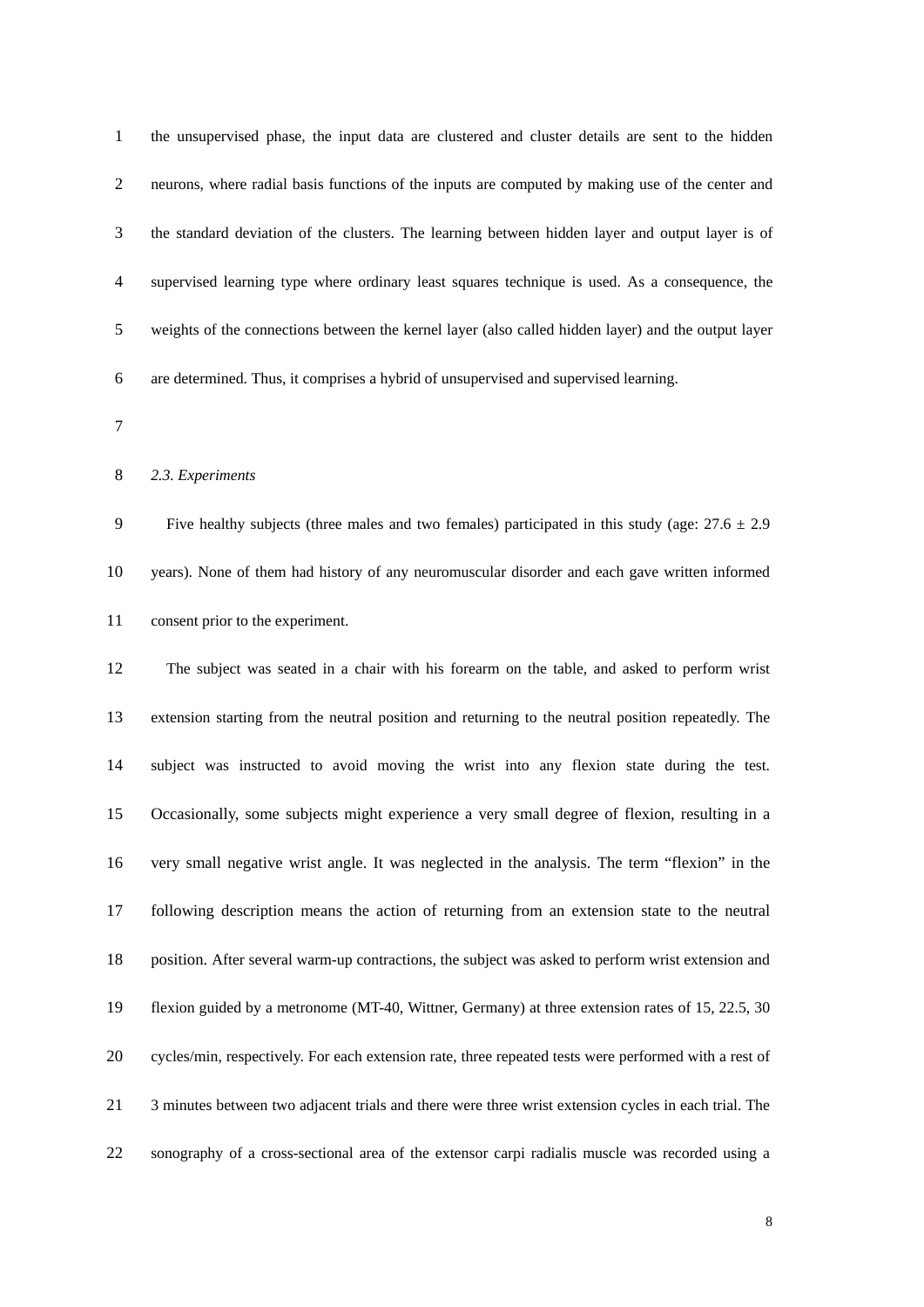the unsupervised phase, the input data are clustered and cluster details are sent to the hidden neurons, where radial basis functions of the inputs are computed by making use of the center and the standard deviation of the clusters. The learning between hidden layer and output layer is of supervised learning type where ordinary least squares technique is used. As a consequence, the weights of the connections between the kernel layer (also called hidden layer) and the output layer are determined. Thus, it comprises a hybrid of unsupervised and supervised learning.

*2.3. Experiments*

Five healthy subjects (three males and two females) participated in this study (age: 27.6 ± 2.9 years). None of them had history of any neuromuscular disorder and each gave written informed consent prior to the experiment.

The subject was seated in a chair with his forearm on the table, and asked to perform wrist extension starting from the neutral position and returning to the neutral position repeatedly. The subject was instructed to avoid moving the wrist into any flexion state during the test. Occasionally, some subjects might experience a very small degree of flexion, resulting in a very small negative wrist angle. It was neglected in the analysis. The term "flexion" in the following description means the action of returning from an extension state to the neutral position. After several warm-up contractions, the subject was asked to perform wrist extension and flexion guided by a metronome (MT-40, Wittner, Germany) at three extension rates of 15, 22.5, 30 cycles/min, respectively. For each extension rate, three repeated tests were performed with a rest of 3 minutes between two adjacent trials and there were three wrist extension cycles in each trial. The sonography of a cross-sectional area of the extensor carpi radialis muscle was recorded using a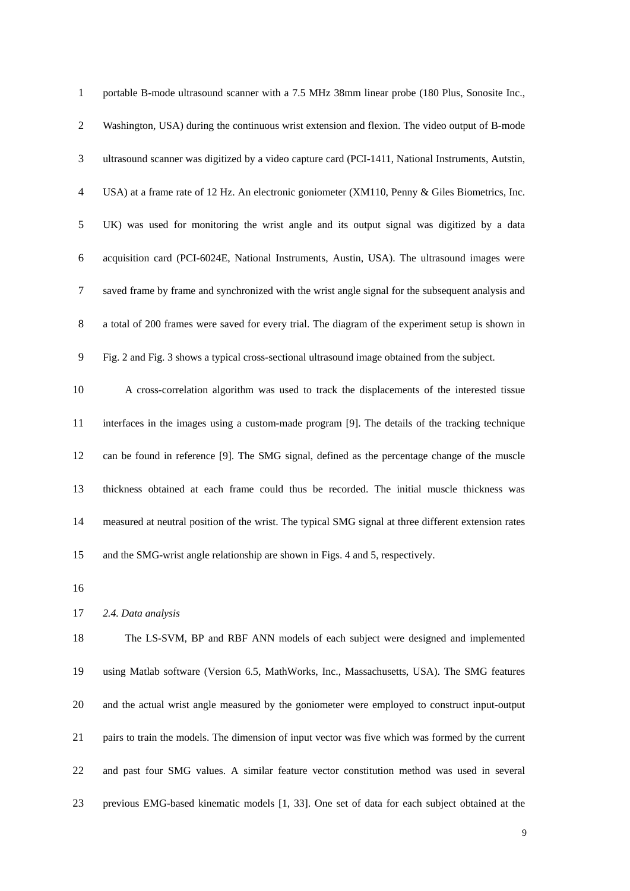portable B-mode ultrasound scanner with a 7.5 MHz 38mm linear probe (180 Plus, Sonosite Inc., Washington, USA) during the continuous wrist extension and flexion. The video output of B-mode ultrasound scanner was digitized by a video capture card (PCI-1411, National Instruments, Autstin, USA) at a frame rate of 12 Hz. An electronic goniometer (XM110, Penny & Giles Biometrics, Inc. UK) was used for monitoring the wrist angle and its output signal was digitized by a data acquisition card (PCI-6024E, National Instruments, Austin, USA). The ultrasound images were saved frame by frame and synchronized with the wrist angle signal for the subsequent analysis and a total of 200 frames were saved for every trial. The diagram of the experiment setup is shown in Fig. 2 and Fig. 3 shows a typical cross-sectional ultrasound image obtained from the subject.

A cross-correlation algorithm was used to track the displacements of the interested tissue interfaces in the images using a custom-made program [9]. The details of the tracking technique can be found in reference [9]. The SMG signal, defined as the percentage change of the muscle thickness obtained at each frame could thus be recorded. The initial muscle thickness was measured at neutral position of the wrist. The typical SMG signal at three different extension rates and the SMG-wrist angle relationship are shown in Figs. 4 and 5, respectively.

### *2.4. Data analysis*

The LS-SVM, BP and RBF ANN models of each subject were designed and implemented using Matlab software (Version 6.5, MathWorks, Inc., Massachusetts, USA). The SMG features and the actual wrist angle measured by the goniometer were employed to construct input-output pairs to train the models. The dimension of input vector was five which was formed by the current and past four SMG values. A similar feature vector constitution method was used in several previous EMG-based kinematic models [1, 33]. One set of data for each subject obtained at the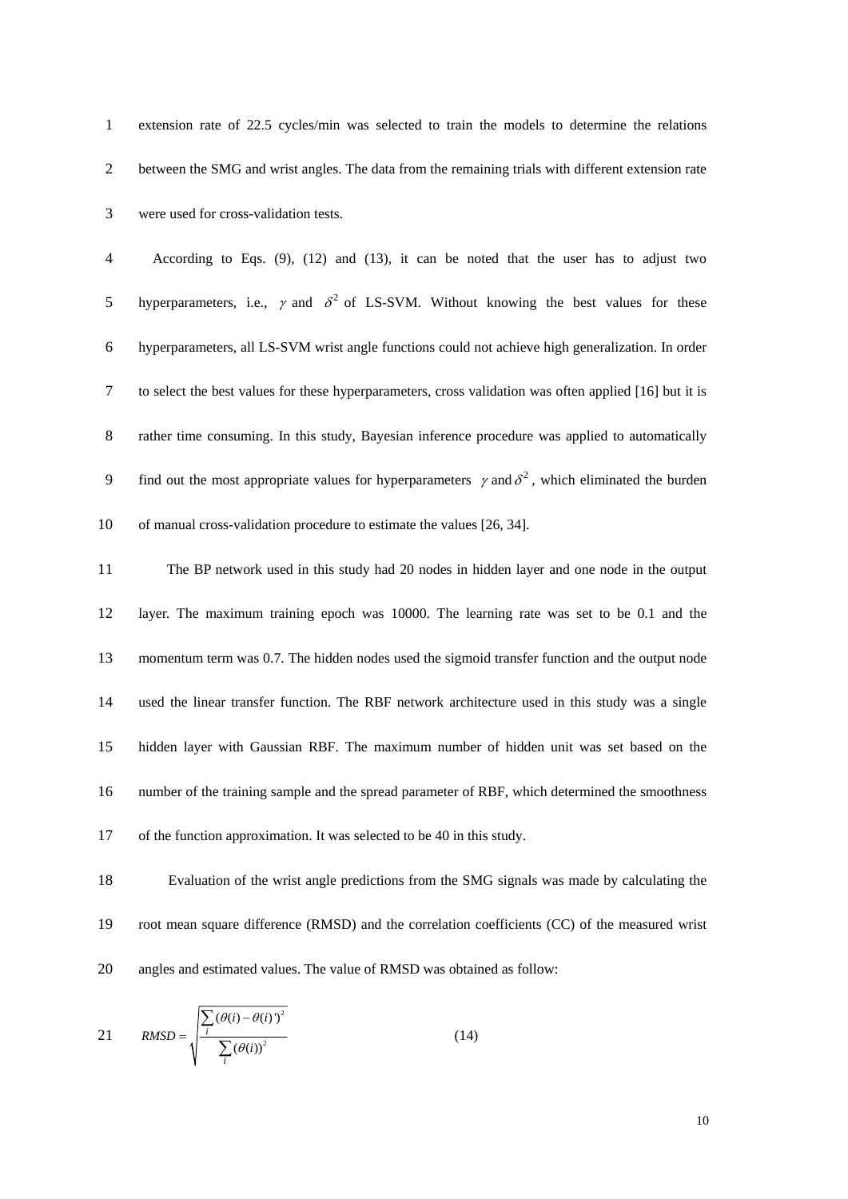extension rate of 22.5 cycles/min was selected to train the models to determine the relations between the SMG and wrist angles. The data from the remaining trials with different extension rate were used for cross-validation tests.

According to Eqs. (9), (12) and (13), it can be noted that the user has to adjust two hyperparameters, i.e., $\gamma$ and $\delta^2$ of LS-SVM. Without knowing the best values for these hyperparameters, all LS-SVM wrist angle functions could not achieve high generalization. In order to select the best values for these hyperparameters, cross validation was often applied [16] but it is rather time consuming. In this study, Bayesian inference procedure was applied to automatically find out the most appropriate values for hyperparameters $\gamma$ and $\delta^2$, which eliminated the burden of manual cross-validation procedure to estimate the values [26, 34].

The BP network used in this study had 20 nodes in hidden layer and one node in the output layer. The maximum training epoch was 10000. The learning rate was set to be 0.1 and the momentum term was 0.7. The hidden nodes used the sigmoid transfer function and the output node used the linear transfer function. The RBF network architecture used in this study was a single hidden layer with Gaussian RBF. The maximum number of hidden unit was set based on the number of the training sample and the spread parameter of RBF, which determined the smoothness of the function approximation. It was selected to be 40 in this study.

Evaluation of the wrist angle predictions from the SMG signals was made by calculating the root mean square difference (RMSD) and the correlation coefficients (CC) of the measured wrist angles and estimated values. The value of RMSD was obtained as follow:

$$RMSD = \sqrt{\frac{\sum_i (\theta(i) - \theta(i)')^2}{\sum_i (\theta(i))^2}} \tag{14}$$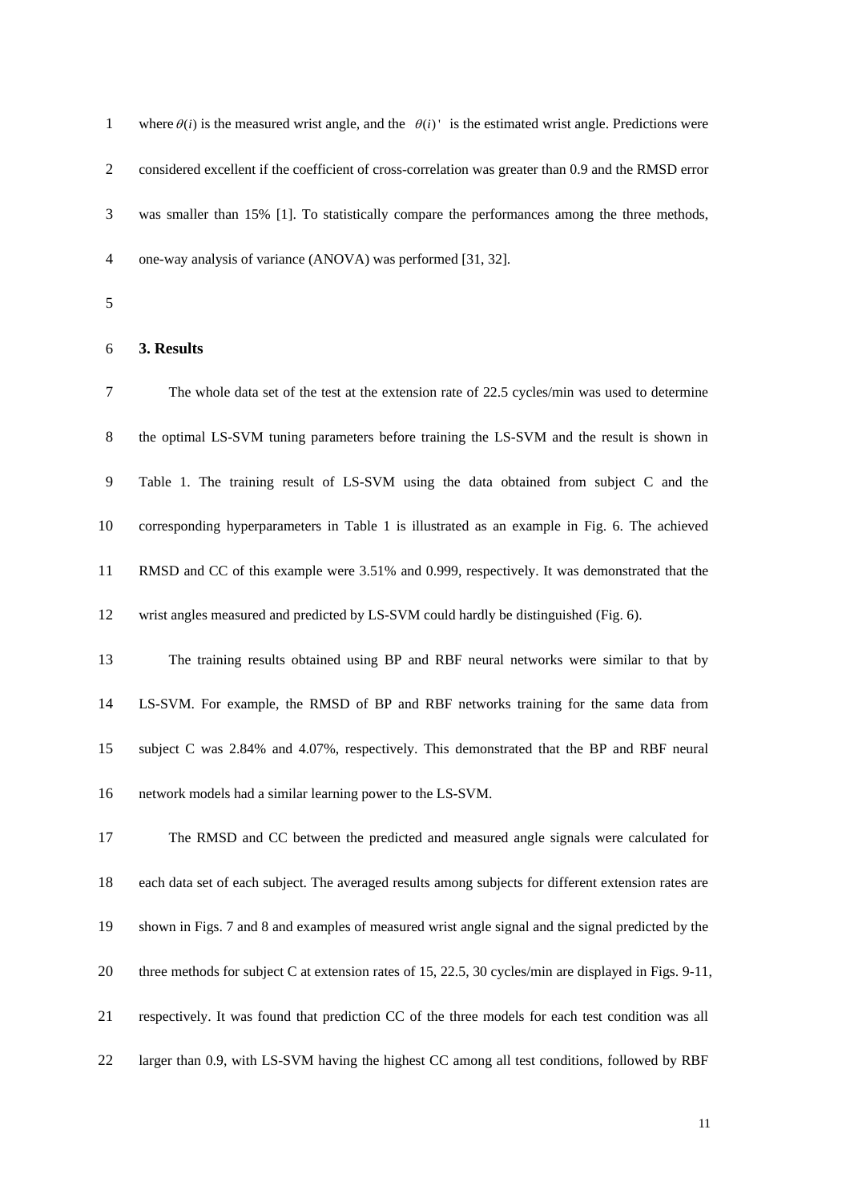where $\theta(i)$ is the measured wrist angle, and the $\theta(i)'$ is the estimated wrist angle. Predictions were considered excellent if the coefficient of cross-correlation was greater than 0.9 and the RMSD error was smaller than 15% [1]. To statistically compare the performances among the three methods, one-way analysis of variance (ANOVA) was performed [31, 32].

## 3. Results

The whole data set of the test at the extension rate of 22.5 cycles/min was used to determine the optimal LS-SVM tuning parameters before training the LS-SVM and the result is shown in Table 1. The training result of LS-SVM using the data obtained from subject C and the corresponding hyperparameters in Table 1 is illustrated as an example in Fig. 6. The achieved RMSD and CC of this example were 3.51% and 0.999, respectively. It was demonstrated that the wrist angles measured and predicted by LS-SVM could hardly be distinguished (Fig. 6).

The training results obtained using BP and RBF neural networks were similar to that by LS-SVM. For example, the RMSD of BP and RBF networks training for the same data from subject C was 2.84% and 4.07%, respectively. This demonstrated that the BP and RBF neural network models had a similar learning power to the LS-SVM.

The RMSD and CC between the predicted and measured angle signals were calculated for each data set of each subject. The averaged results among subjects for different extension rates are shown in Figs. 7 and 8 and examples of measured wrist angle signal and the signal predicted by the three methods for subject C at extension rates of 15, 22.5, 30 cycles/min are displayed in Figs. 9-11, respectively. It was found that prediction CC of the three models for each test condition was all larger than 0.9, with LS-SVM having the highest CC among all test conditions, followed by RBF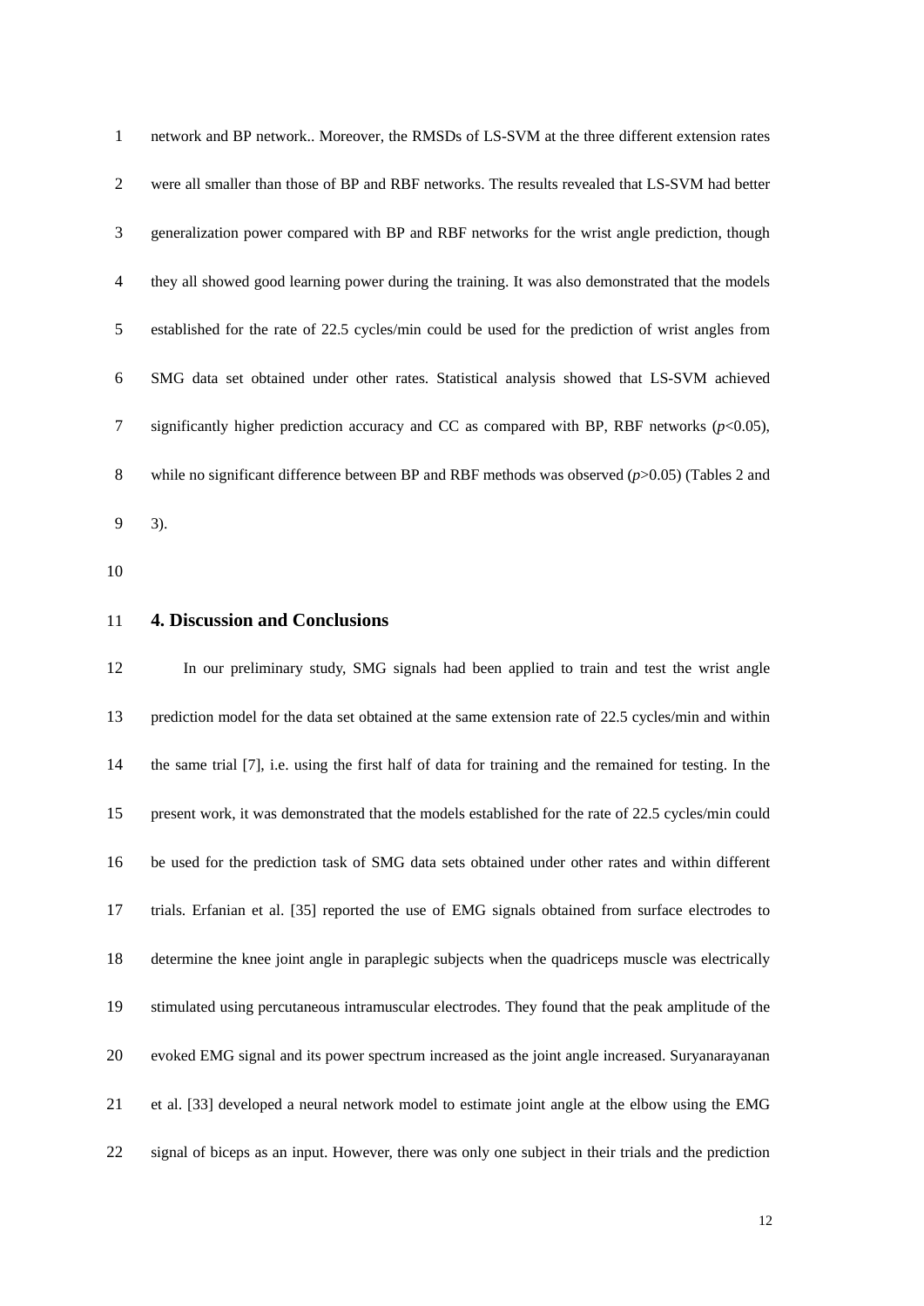network and BP network.. Moreover, the RMSDs of LS-SVM at the three different extension rates were all smaller than those of BP and RBF networks. The results revealed that LS-SVM had better generalization power compared with BP and RBF networks for the wrist angle prediction, though they all showed good learning power during the training. It was also demonstrated that the models established for the rate of 22.5 cycles/min could be used for the prediction of wrist angles from SMG data set obtained under other rates. Statistical analysis showed that LS-SVM achieved significantly higher prediction accuracy and CC as compared with BP, RBF networks ($p$<0.05), while no significant difference between BP and RBF methods was observed ($p$>0.05) (Tables 2 and 3).

## 4. Discussion and Conclusions

In our preliminary study, SMG signals had been applied to train and test the wrist angle prediction model for the data set obtained at the same extension rate of 22.5 cycles/min and within the same trial [7], i.e. using the first half of data for training and the remained for testing. In the present work, it was demonstrated that the models established for the rate of 22.5 cycles/min could be used for the prediction task of SMG data sets obtained under other rates and within different trials. Erfanian et al. [35] reported the use of EMG signals obtained from surface electrodes to determine the knee joint angle in paraplegic subjects when the quadriceps muscle was electrically stimulated using percutaneous intramuscular electrodes. They found that the peak amplitude of the evoked EMG signal and its power spectrum increased as the joint angle increased. Suryanarayanan et al. [33] developed a neural network model to estimate joint angle at the elbow using the EMG signal of biceps as an input. However, there was only one subject in their trials and the prediction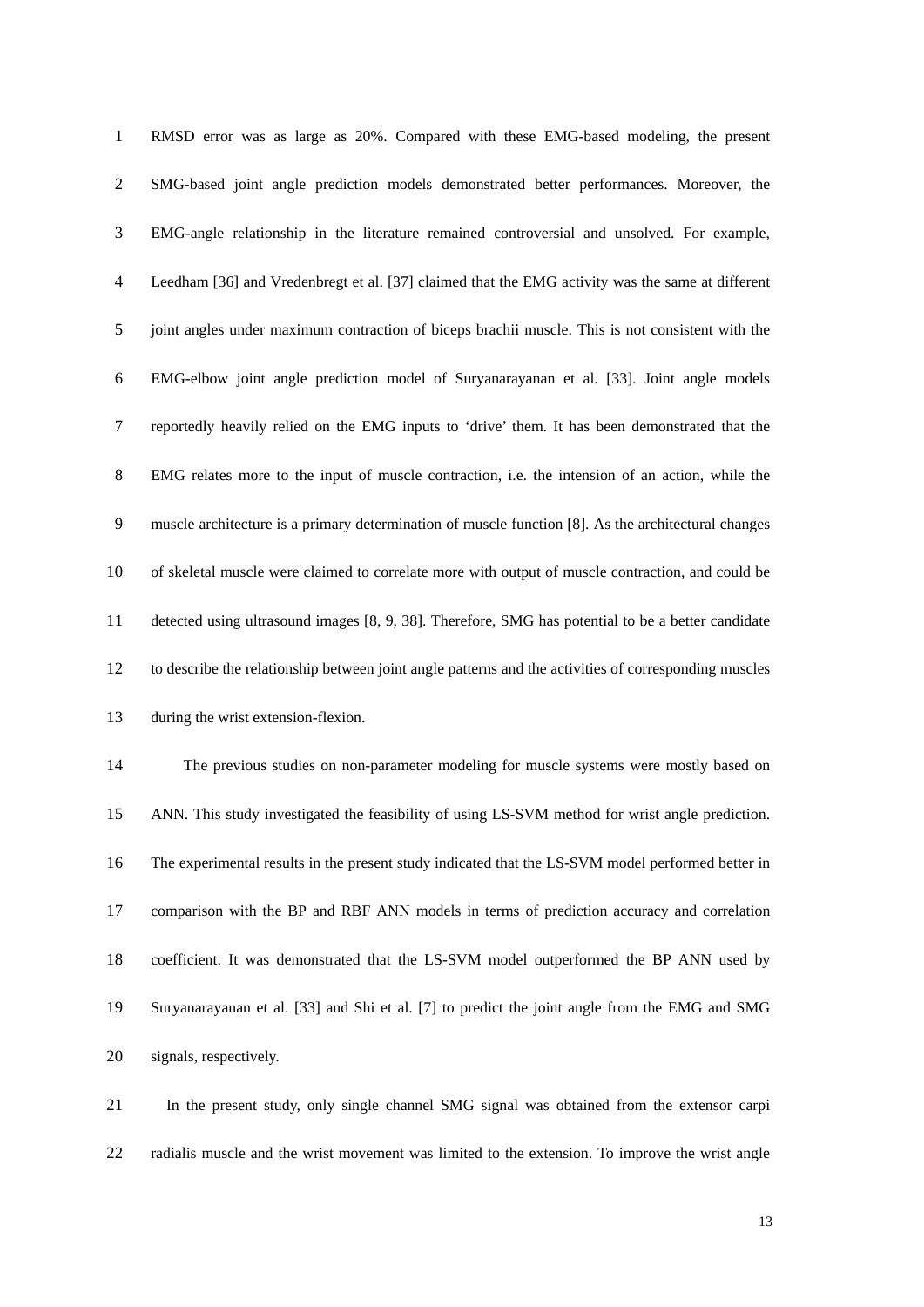RMSD error was as large as 20%. Compared with these EMG-based modeling, the present SMG-based joint angle prediction models demonstrated better performances. Moreover, the EMG-angle relationship in the literature remained controversial and unsolved. For example, Leedham [36] and Vredenbregt et al. [37] claimed that the EMG activity was the same at different joint angles under maximum contraction of biceps brachii muscle. This is not consistent with the EMG-elbow joint angle prediction model of Suryanarayanan et al. [33]. Joint angle models reportedly heavily relied on the EMG inputs to 'drive' them. It has been demonstrated that the EMG relates more to the input of muscle contraction, i.e. the intension of an action, while the muscle architecture is a primary determination of muscle function [8]. As the architectural changes of skeletal muscle were claimed to correlate more with output of muscle contraction, and could be detected using ultrasound images [8, 9, 38]. Therefore, SMG has potential to be a better candidate to describe the relationship between joint angle patterns and the activities of corresponding muscles during the wrist extension-flexion.

The previous studies on non-parameter modeling for muscle systems were mostly based on ANN. This study investigated the feasibility of using LS-SVM method for wrist angle prediction. The experimental results in the present study indicated that the LS-SVM model performed better in comparison with the BP and RBF ANN models in terms of prediction accuracy and correlation coefficient. It was demonstrated that the LS-SVM model outperformed the BP ANN used by Suryanarayanan et al. [33] and Shi et al. [7] to predict the joint angle from the EMG and SMG signals, respectively.

In the present study, only single channel SMG signal was obtained from the extensor carpi radialis muscle and the wrist movement was limited to the extension. To improve the wrist angle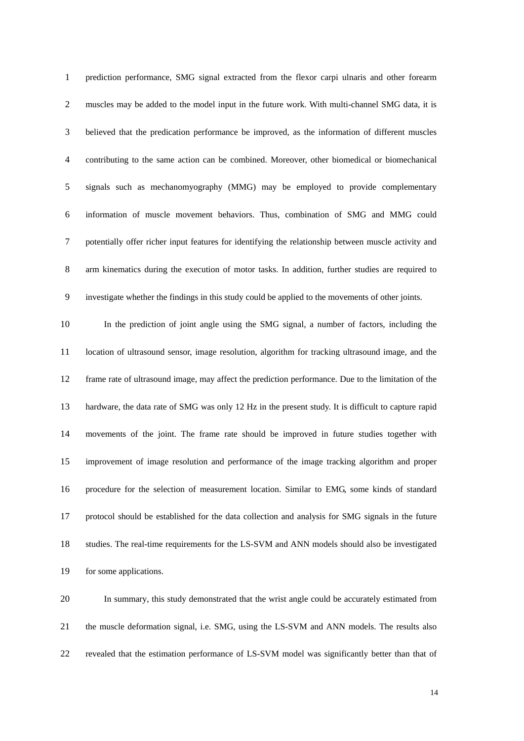prediction performance, SMG signal extracted from the flexor carpi ulnaris and other forearm muscles may be added to the model input in the future work. With multi-channel SMG data, it is believed that the predication performance be improved, as the information of different muscles contributing to the same action can be combined. Moreover, other biomedical or biomechanical signals such as mechanomyography (MMG) may be employed to provide complementary information of muscle movement behaviors. Thus, combination of SMG and MMG could potentially offer richer input features for identifying the relationship between muscle activity and arm kinematics during the execution of motor tasks. In addition, further studies are required to investigate whether the findings in this study could be applied to the movements of other joints.

In the prediction of joint angle using the SMG signal, a number of factors, including the location of ultrasound sensor, image resolution, algorithm for tracking ultrasound image, and the frame rate of ultrasound image, may affect the prediction performance. Due to the limitation of the hardware, the data rate of SMG was only 12 Hz in the present study. It is difficult to capture rapid movements of the joint. The frame rate should be improved in future studies together with improvement of image resolution and performance of the image tracking algorithm and proper procedure for the selection of measurement location. Similar to EMG, some kinds of standard protocol should be established for the data collection and analysis for SMG signals in the future studies. The real-time requirements for the LS-SVM and ANN models should also be investigated for some applications.

In summary, this study demonstrated that the wrist angle could be accurately estimated from the muscle deformation signal, i.e. SMG, using the LS-SVM and ANN models. The results also revealed that the estimation performance of LS-SVM model was significantly better than that of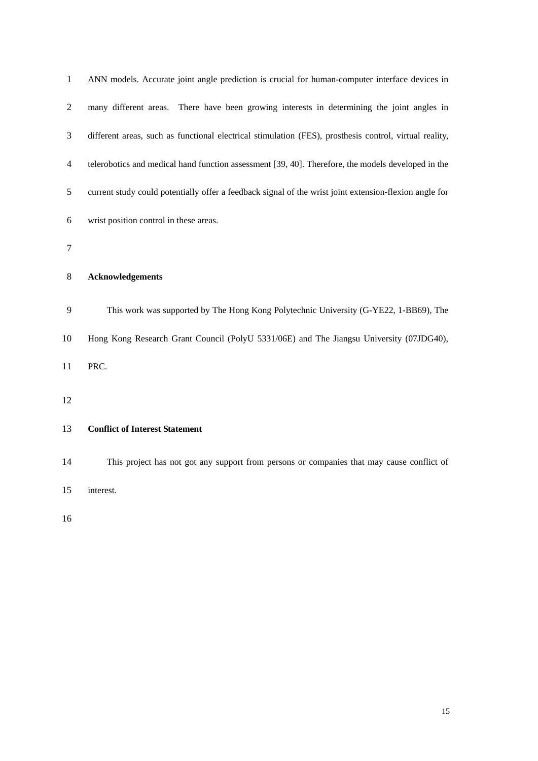ANN models. Accurate joint angle prediction is crucial for human-computer interface devices in many different areas. There have been growing interests in determining the joint angles in different areas, such as functional electrical stimulation (FES), prosthesis control, virtual reality, telerobotics and medical hand function assessment [39, 40]. Therefore, the models developed in the current study could potentially offer a feedback signal of the wrist joint extension-flexion angle for wrist position control in these areas.

## Acknowledgements

This work was supported by The Hong Kong Polytechnic University (G-YE22, 1-BB69), The Hong Kong Research Grant Council (PolyU 5331/06E) and The Jiangsu University (07JDG40), PRC.

## Conflict of Interest Statement

This project has not got any support from persons or companies that may cause conflict of interest.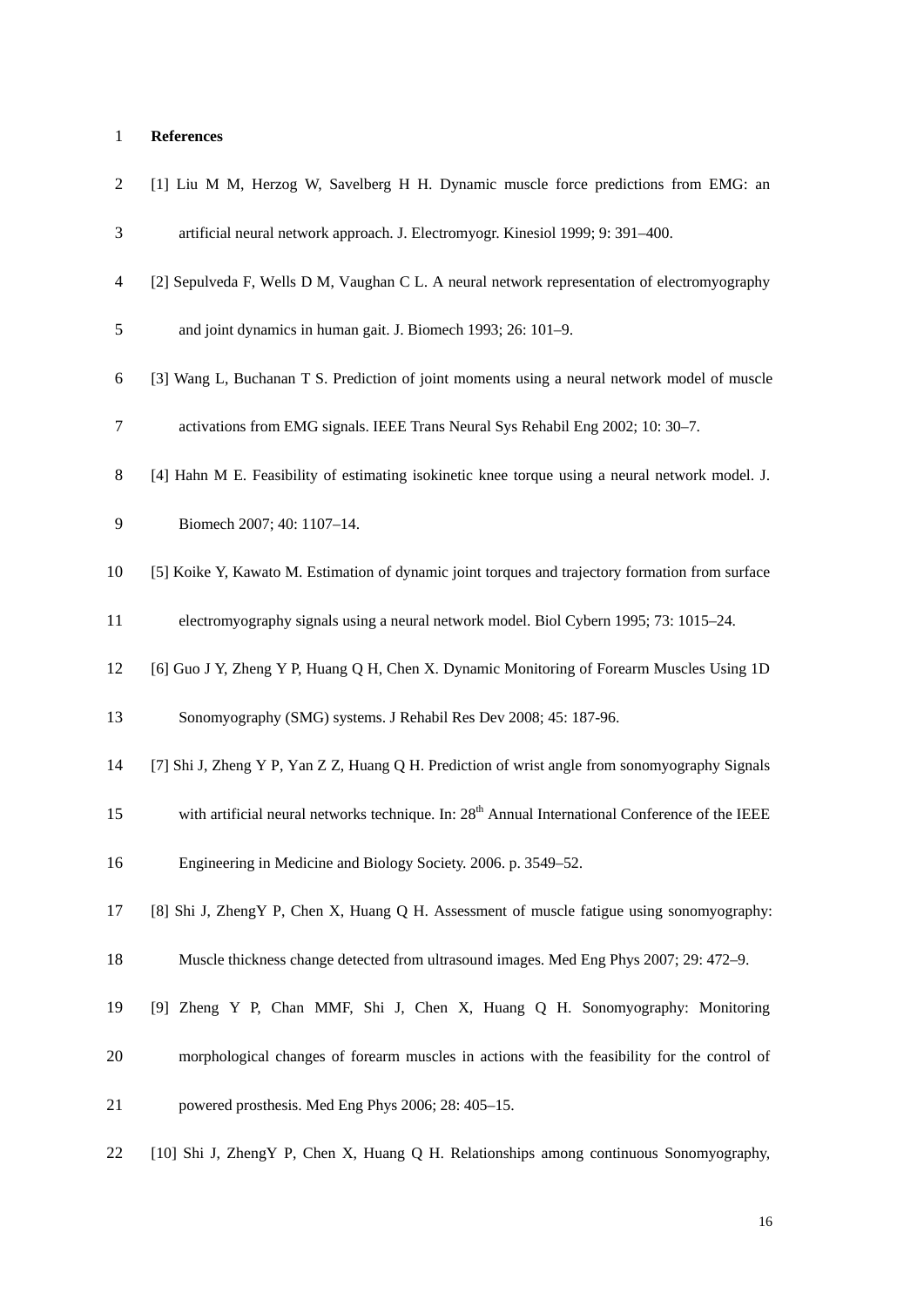**References**

[1] Liu M M, Herzog W, Savelberg H H. Dynamic muscle force predictions from EMG: an artificial neural network approach. J. Electromyogr. Kinesiol 1999; 9: 391–400.

[2] Sepulveda F, Wells D M, Vaughan C L. A neural network representation of electromyography and joint dynamics in human gait. J. Biomech 1993; 26: 101–9.

[3] Wang L, Buchanan T S. Prediction of joint moments using a neural network model of muscle activations from EMG signals. IEEE Trans Neural Sys Rehabil Eng 2002; 10: 30–7.

[4] Hahn M E. Feasibility of estimating isokinetic knee torque using a neural network model. J. Biomech 2007; 40: 1107–14.

[5] Koike Y, Kawato M. Estimation of dynamic joint torques and trajectory formation from surface electromyography signals using a neural network model. Biol Cybern 1995; 73: 1015–24.

[6] Guo J Y, Zheng Y P, Huang Q H, Chen X. Dynamic Monitoring of Forearm Muscles Using 1D Sonomyography (SMG) systems. J Rehabil Res Dev 2008; 45: 187-96.

[7] Shi J, Zheng Y P, Yan Z Z, Huang Q H. Prediction of wrist angle from sonomyography Signals with artificial neural networks technique. In: 28th Annual International Conference of the IEEE Engineering in Medicine and Biology Society. 2006. p. 3549–52.

[8] Shi J, ZhengY P, Chen X, Huang Q H. Assessment of muscle fatigue using sonomyography: Muscle thickness change detected from ultrasound images. Med Eng Phys 2007; 29: 472–9.

[9] Zheng Y P, Chan MMF, Shi J, Chen X, Huang Q H. Sonomyography: Monitoring morphological changes of forearm muscles in actions with the feasibility for the control of powered prosthesis. Med Eng Phys 2006; 28: 405–15.

[10] Shi J, ZhengY P, Chen X, Huang Q H. Relationships among continuous Sonomyography,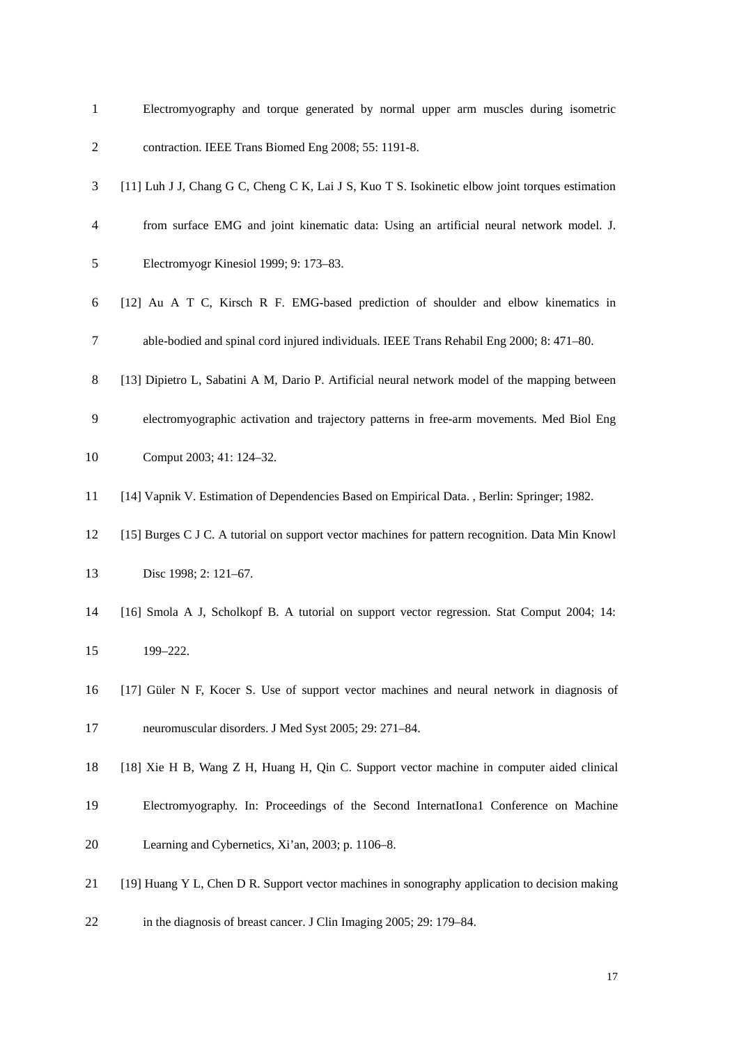Electromyography and torque generated by normal upper arm muscles during isometric contraction. IEEE Trans Biomed Eng 2008; 55: 1191-8.

[11] Luh J J, Chang G C, Cheng C K, Lai J S, Kuo T S. Isokinetic elbow joint torques estimation from surface EMG and joint kinematic data: Using an artificial neural network model. J. Electromyogr Kinesiol 1999; 9: 173–83.

[12] Au A T C, Kirsch R F. EMG-based prediction of shoulder and elbow kinematics in able-bodied and spinal cord injured individuals. IEEE Trans Rehabil Eng 2000; 8: 471–80.

[13] Dipietro L, Sabatini A M, Dario P. Artificial neural network model of the mapping between electromyographic activation and trajectory patterns in free-arm movements. Med Biol Eng Comput 2003; 41: 124–32.

[14] Vapnik V. Estimation of Dependencies Based on Empirical Data. , Berlin: Springer; 1982.

[15] Burges C J C. A tutorial on support vector machines for pattern recognition. Data Min Knowl Disc 1998; 2: 121–67.

[16] Smola A J, Scholkopf B. A tutorial on support vector regression. Stat Comput 2004; 14: 199–222.

[17] Güler N F, Kocer S. Use of support vector machines and neural network in diagnosis of neuromuscular disorders. J Med Syst 2005; 29: 271–84.

[18] Xie H B, Wang Z H, Huang H, Qin C. Support vector machine in computer aided clinical Electromyography. In: Proceedings of the Second InternatIona1 Conference on Machine Learning and Cybernetics, Xi'an, 2003; p. 1106–8.

[19] Huang Y L, Chen D R. Support vector machines in sonography application to decision making in the diagnosis of breast cancer. J Clin Imaging 2005; 29: 179–84.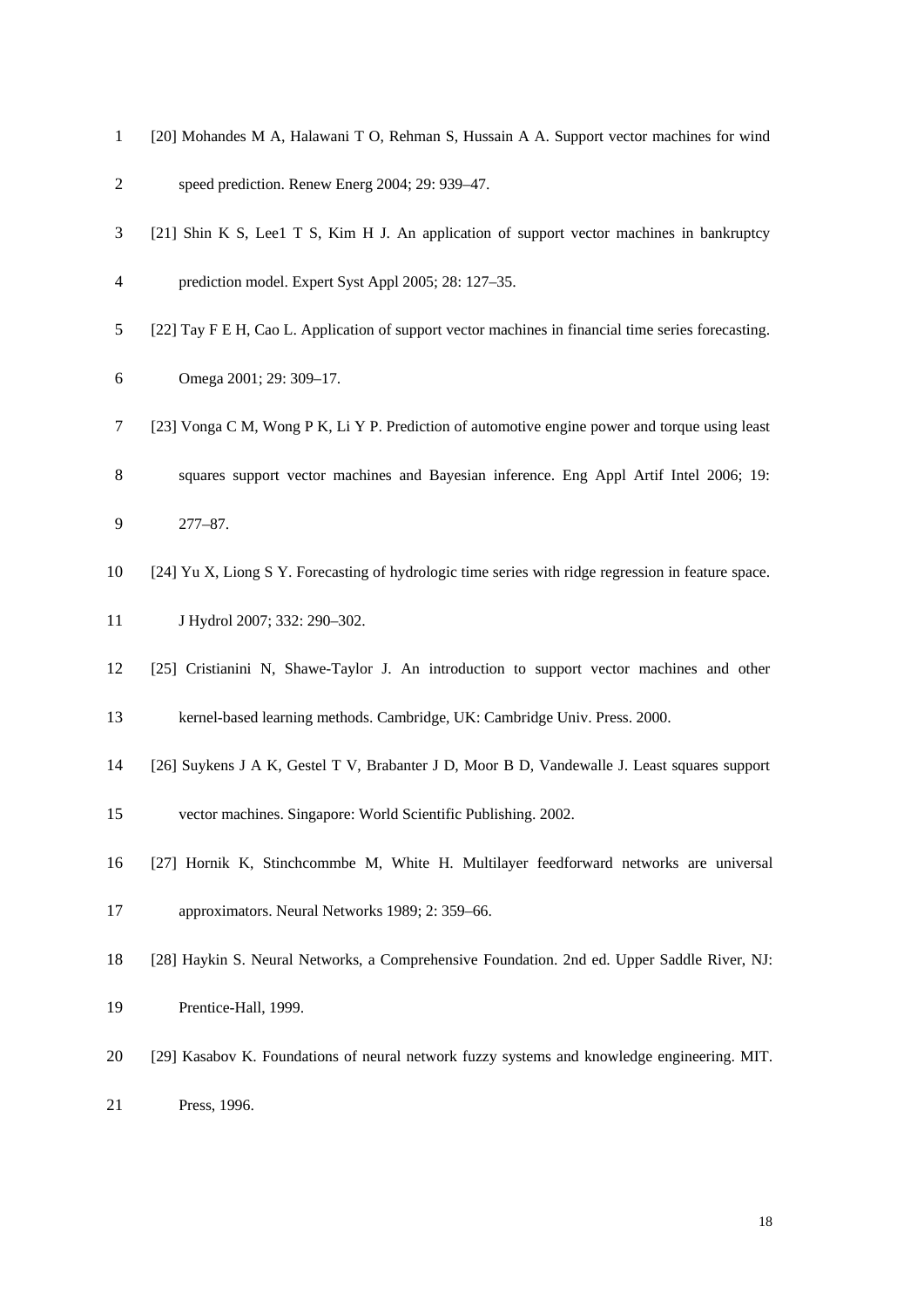[20] Mohandes M A, Halawani T O, Rehman S, Hussain A A. Support vector machines for wind speed prediction. Renew Energ 2004; 29: 939–47.

[21] Shin K S, Lee1 T S, Kim H J. An application of support vector machines in bankruptcy prediction model. Expert Syst Appl 2005; 28: 127–35.

[22] Tay F E H, Cao L. Application of support vector machines in financial time series forecasting. Omega 2001; 29: 309–17.

[23] Vonga C M, Wong P K, Li Y P. Prediction of automotive engine power and torque using least squares support vector machines and Bayesian inference. Eng Appl Artif Intel 2006; 19: 277–87.

[24] Yu X, Liong S Y. Forecasting of hydrologic time series with ridge regression in feature space. J Hydrol 2007; 332: 290–302.

[25] Cristianini N, Shawe-Taylor J. An introduction to support vector machines and other kernel-based learning methods. Cambridge, UK: Cambridge Univ. Press. 2000.

[26] Suykens J A K, Gestel T V, Brabanter J D, Moor B D, Vandewalle J. Least squares support vector machines. Singapore: World Scientific Publishing. 2002.

[27] Hornik K, Stinchcommbe M, White H. Multilayer feedforward networks are universal approximators. Neural Networks 1989; 2: 359–66.

[28] Haykin S. Neural Networks, a Comprehensive Foundation. 2nd ed. Upper Saddle River, NJ: Prentice-Hall, 1999.

[29] Kasabov K. Foundations of neural network fuzzy systems and knowledge engineering. MIT. Press, 1996.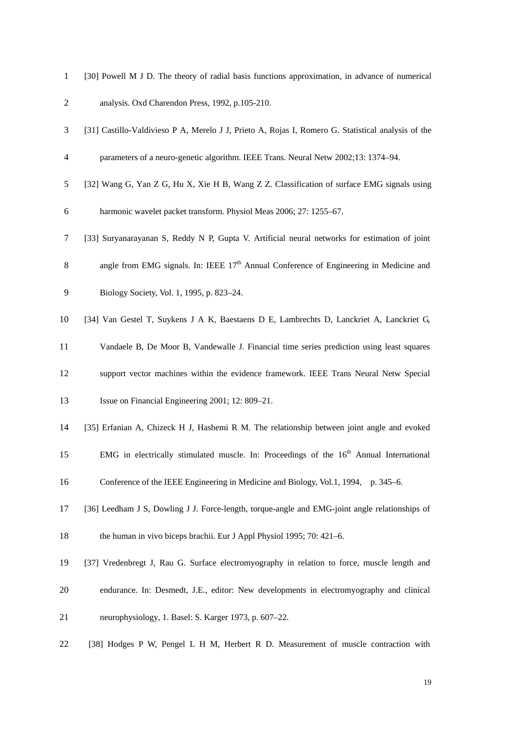[30] Powell M J D. The theory of radial basis functions approximation, in advance of numerical analysis. Oxd Charendon Press, 1992, p.105-210.

[31] Castillo-Valdivieso P A, Merelo J J, Prieto A, Rojas I, Romero G. Statistical analysis of the parameters of a neuro-genetic algorithm. IEEE Trans. Neural Netw 2002;13: 1374–94.

[32] Wang G, Yan Z G, Hu X, Xie H B, Wang Z Z. Classification of surface EMG signals using harmonic wavelet packet transform. Physiol Meas 2006; 27: 1255–67.

[33] Suryanarayanan S, Reddy N P, Gupta V. Artificial neural networks for estimation of joint angle from EMG signals. In: IEEE 17th Annual Conference of Engineering in Medicine and Biology Society, Vol. 1, 1995, p. 823–24.

[34] Van Gestel T, Suykens J A K, Baestaens D E, Lambrechts D, Lanckriet A, Lanckriet G, Vandaele B, De Moor B, Vandewalle J. Financial time series prediction using least squares support vector machines within the evidence framework. IEEE Trans Neural Netw Special Issue on Financial Engineering 2001; 12: 809–21.

[35] Erfanian A, Chizeck H J, Hashemi R M. The relationship between joint angle and evoked EMG in electrically stimulated muscle. In: Proceedings of the 16th Annual International Conference of the IEEE Engineering in Medicine and Biology, Vol.1, 1994, p. 345–6.

[36] Leedham J S, Dowling J J. Force-length, torque-angle and EMG-joint angle relationships of the human in vivo biceps brachii. Eur J Appl Physiol 1995; 70: 421–6.

[37] Vredenbregt J, Rau G. Surface electromyography in relation to force, muscle length and endurance. In: Desmedt, J.E., editor: New developments in electromyography and clinical neurophysiology, 1. Basel: S. Karger 1973, p. 607–22.

[38] Hodges P W, Pengel L H M, Herbert R D. Measurement of muscle contraction with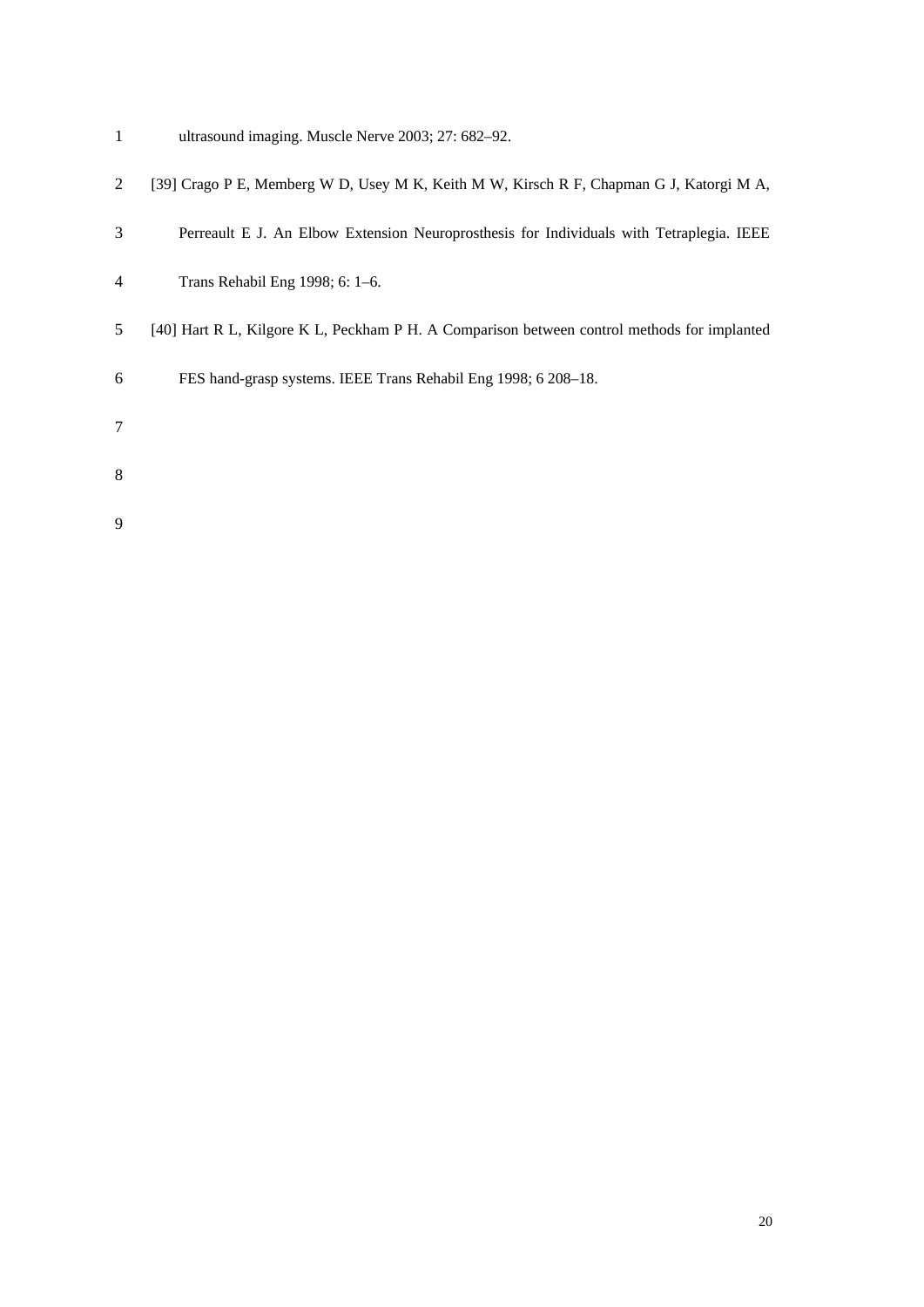ultrasound imaging. Muscle Nerve 2003; 27: 682–92.

[39] Crago P E, Memberg W D, Usey M K, Keith M W, Kirsch R F, Chapman G J, Katorgi M A, Perreault E J. An Elbow Extension Neuroprosthesis for Individuals with Tetraplegia. IEEE Trans Rehabil Eng 1998; 6: 1–6.

[40] Hart R L, Kilgore K L, Peckham P H. A Comparison between control methods for implanted FES hand-grasp systems. IEEE Trans Rehabil Eng 1998; 6 208–18.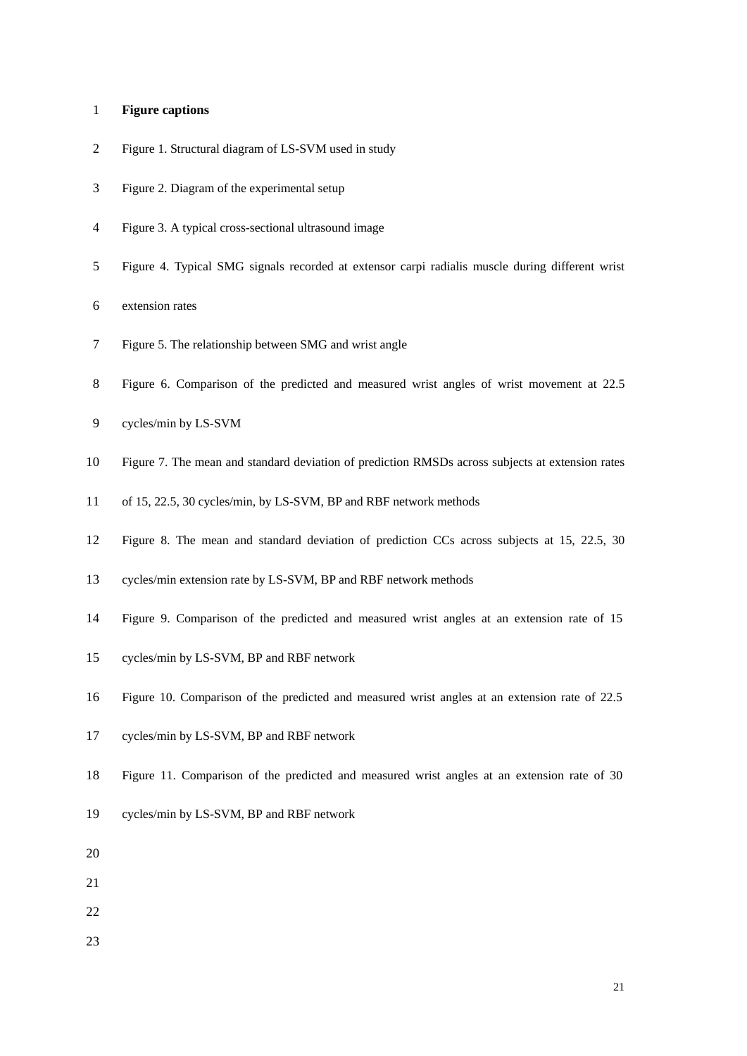**Figure captions**

Figure 1. Structural diagram of LS-SVM used in study

Figure 2. Diagram of the experimental setup

Figure 3. A typical cross-sectional ultrasound image

Figure 4. Typical SMG signals recorded at extensor carpi radialis muscle during different wrist extension rates

Figure 5. The relationship between SMG and wrist angle

Figure 6. Comparison of the predicted and measured wrist angles of wrist movement at 22.5 cycles/min by LS-SVM

Figure 7. The mean and standard deviation of prediction RMSDs across subjects at extension rates of 15, 22.5, 30 cycles/min, by LS-SVM, BP and RBF network methods

Figure 8. The mean and standard deviation of prediction CCs across subjects at 15, 22.5, 30 cycles/min extension rate by LS-SVM, BP and RBF network methods

Figure 9. Comparison of the predicted and measured wrist angles at an extension rate of 15 cycles/min by LS-SVM, BP and RBF network

Figure 10. Comparison of the predicted and measured wrist angles at an extension rate of 22.5 cycles/min by LS-SVM, BP and RBF network

Figure 11. Comparison of the predicted and measured wrist angles at an extension rate of 30 cycles/min by LS-SVM, BP and RBF network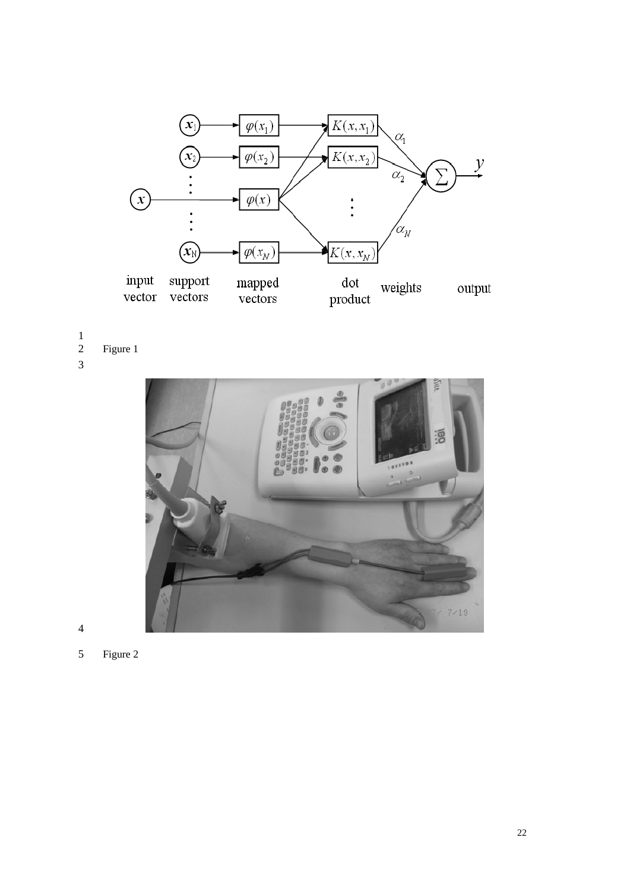Figure 1

Figure 2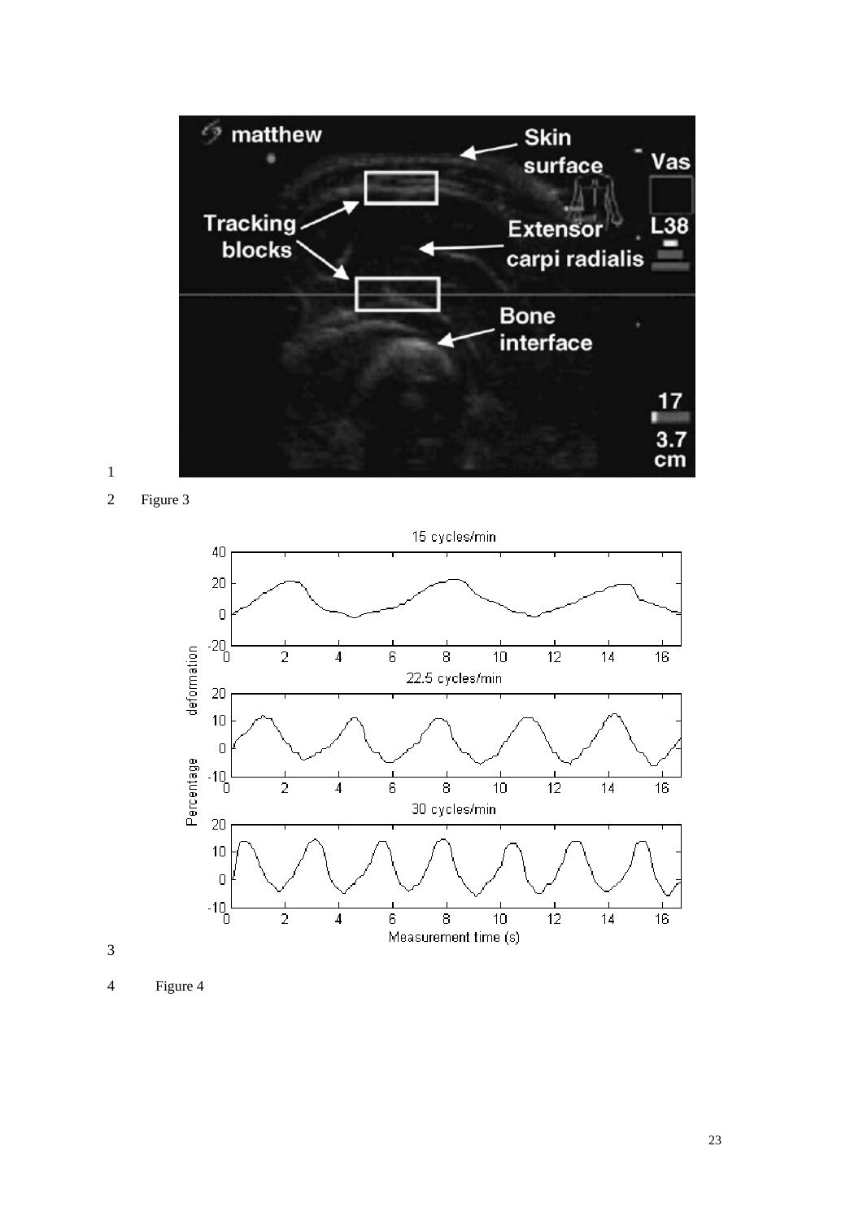Figure 3

Figure 4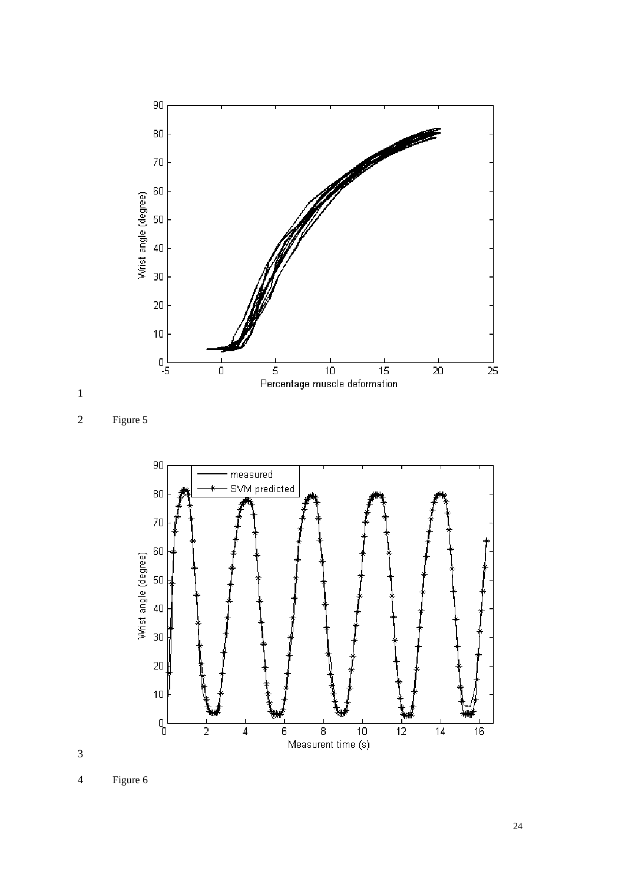Figure 5

Figure 6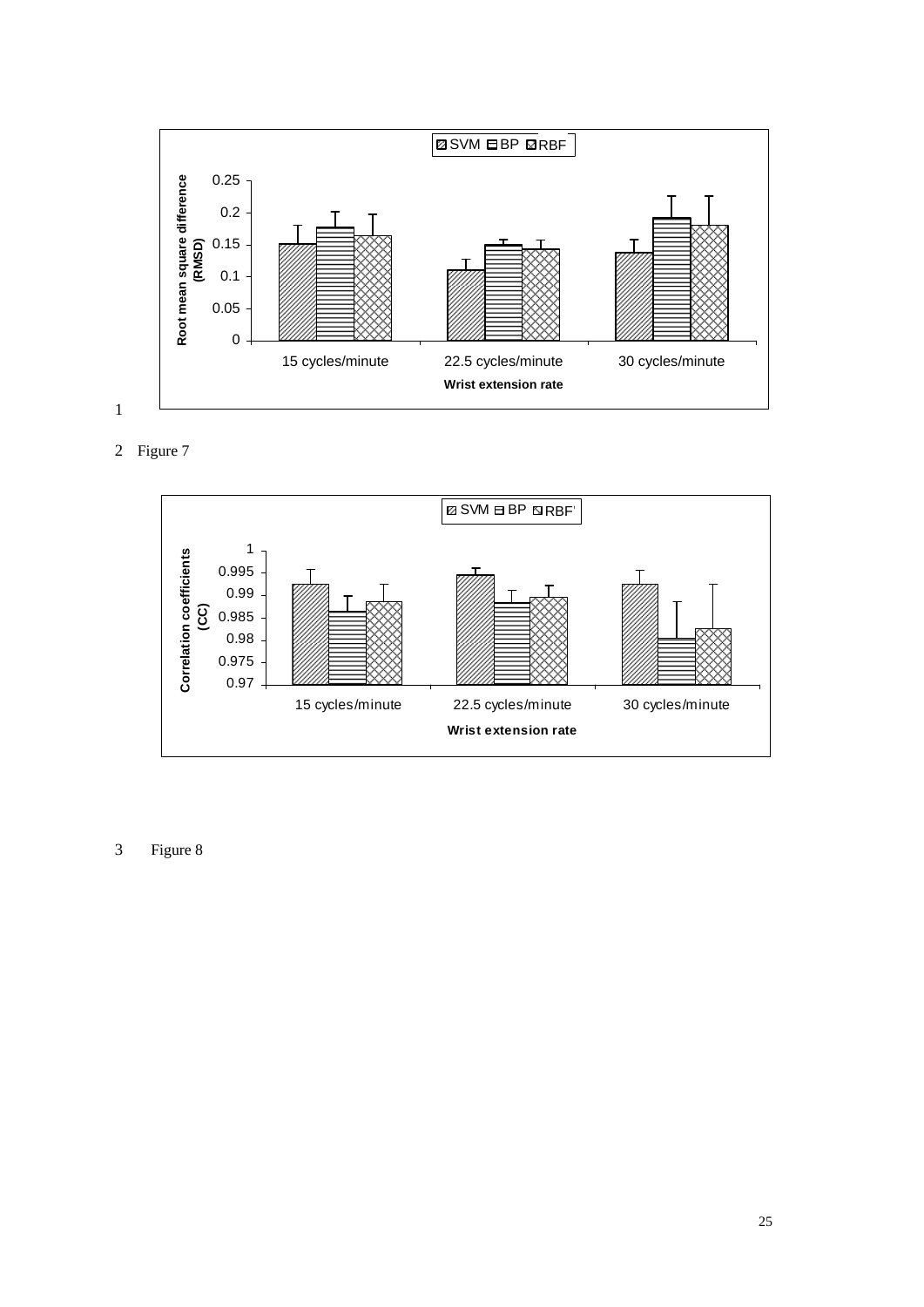Figure 7

Figure 8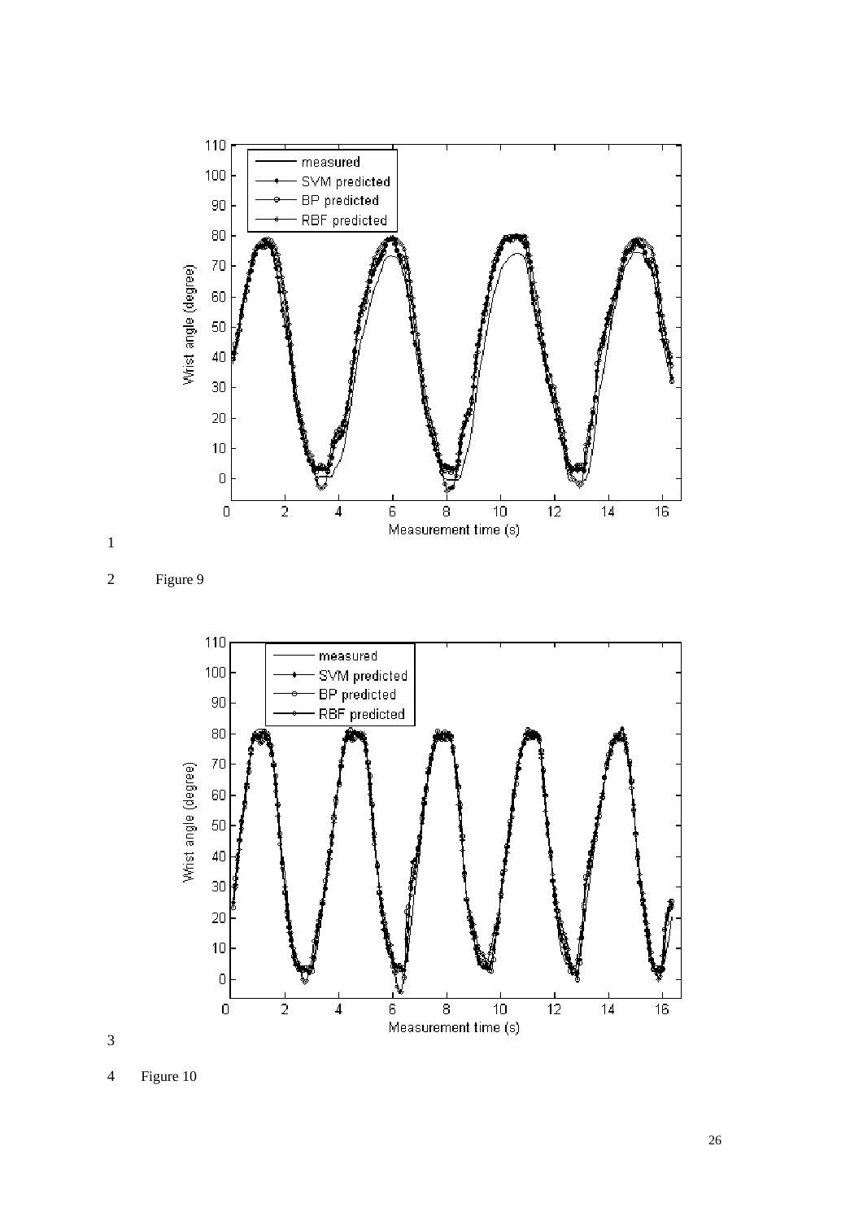Figure 9

Figure 10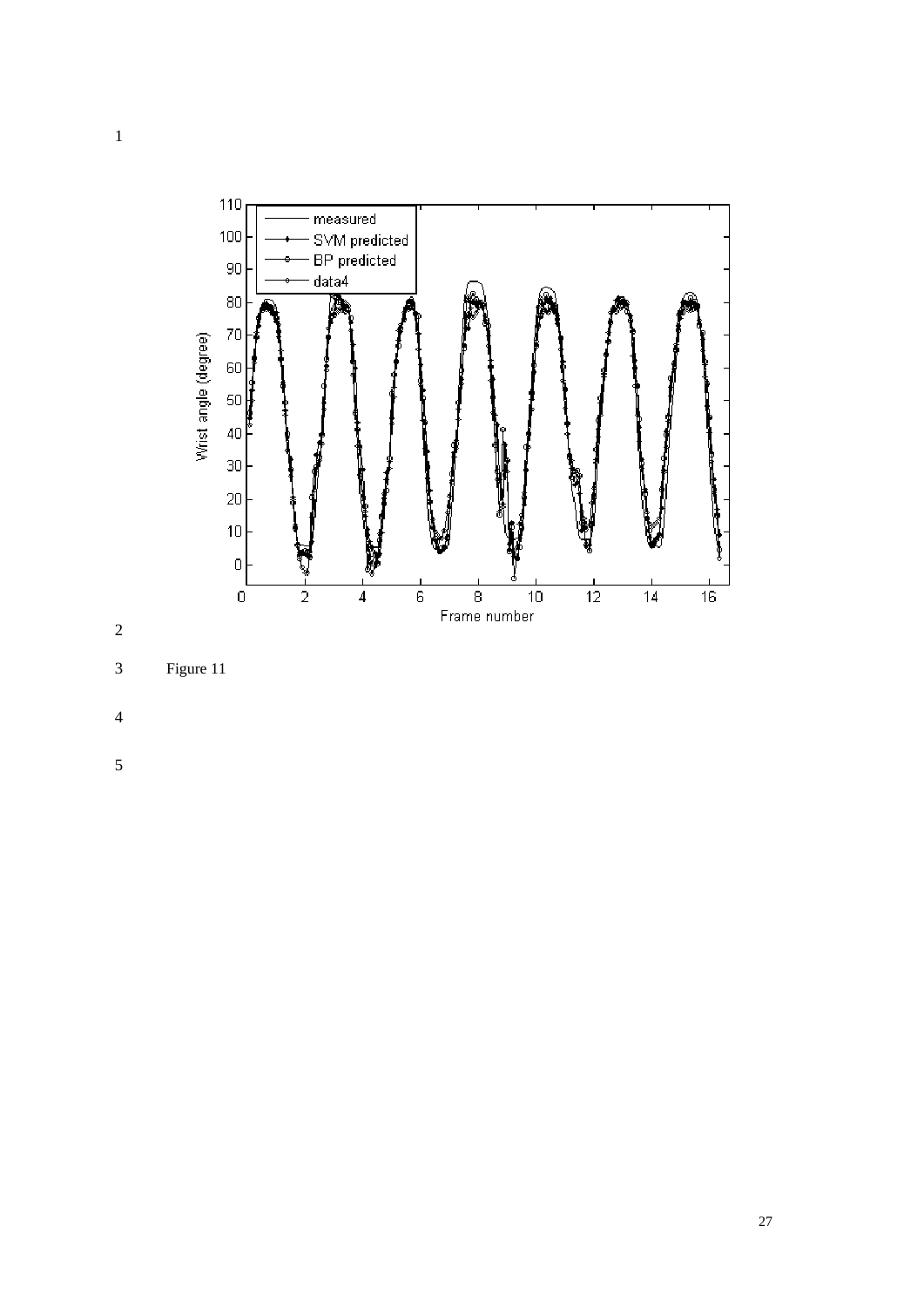Figure 11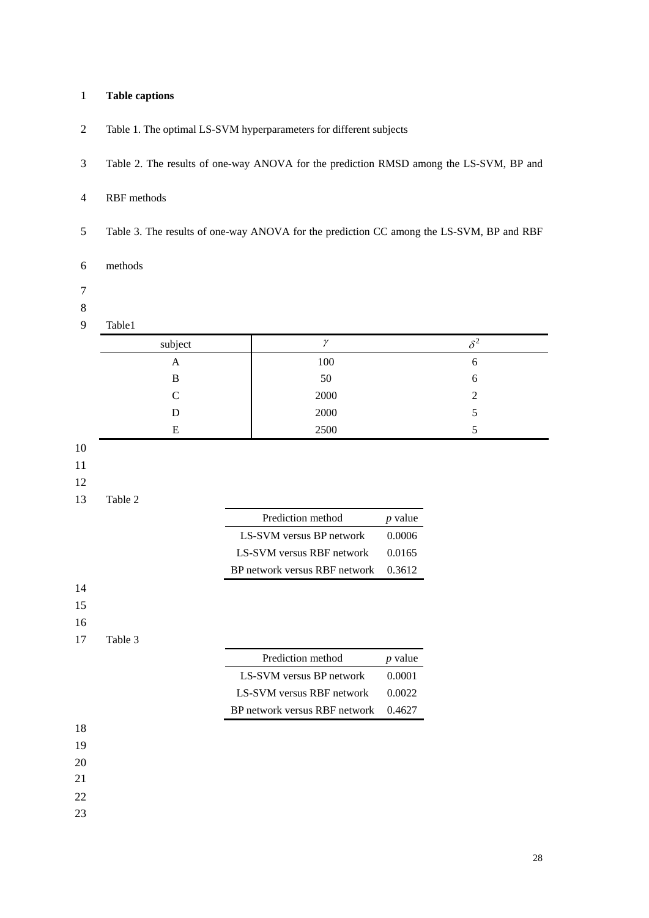**Table captions**

Table 1. The optimal LS-SVM hyperparameters for different subjects

Table 2. The results of one-way ANOVA for the prediction RMSD among the LS-SVM, BP and RBF methods

Table 3. The results of one-way ANOVA for the prediction CC among the LS-SVM, BP and RBF methods

Table1

| subject | $\gamma$ | $\delta^2$ |
|---|---|---|
| A | 100 | 6 |
| B | 50 | 6 |
| C | 2000 | 2 |
| D | 2000 | 5 |
| E | 2500 | 5 |

Table 2

| Prediction method | *p* value |
|---|---|
| LS-SVM versus BP network | 0.0006 |
| LS-SVM versus RBF network | 0.0165 |
| BP network versus RBF network | 0.3612 |

Table 3

| Prediction method | *p* value |
|---|---|
| LS-SVM versus BP network | 0.0001 |
| LS-SVM versus RBF network | 0.0022 |
| BP network versus RBF network | 0.4627 |